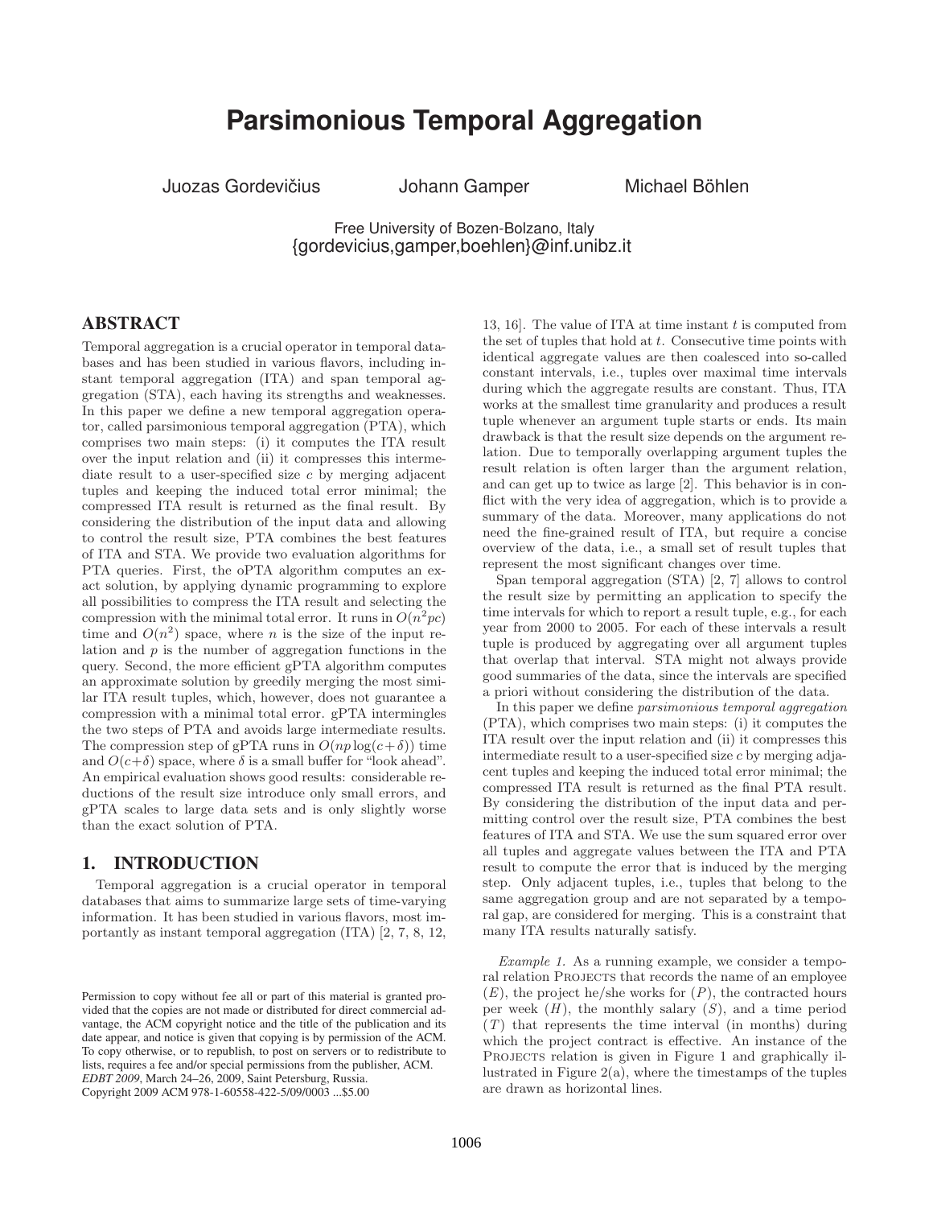# Parsimonious Temporal Aggregation

Juozas Gordevičius Johann Gamper Michael Böhlen

Free University of Bozen-Bolzano, Italy
{gordevicius,gamper,boehlen}@inf.unibz.it

## ABSTRACT

Temporal aggregation is a crucial operator in temporal databases and has been studied in various flavors, including instant temporal aggregation (ITA) and span temporal aggregation (STA), each having its strengths and weaknesses. In this paper we define a new temporal aggregation operator, called parsimonious temporal aggregation (PTA), which comprises two main steps: (i) it computes the ITA result over the input relation and (ii) it compresses this intermediate result to a user-specified size $c$ by merging adjacent tuples and keeping the induced total error minimal; the compressed ITA result is returned as the final result. By considering the distribution of the input data and allowing to control the result size, PTA combines the best features of ITA and STA. We provide two evaluation algorithms for PTA queries. First, the oPTA algorithm computes an exact solution, by applying dynamic programming to explore all possibilities to compress the ITA result and selecting the compression with the minimal total error. It runs in $O(n^2pc)$ time and $O(n^2)$ space, where $n$ is the size of the input relation and $p$ is the number of aggregation functions in the query. Second, the more efficient gPTA algorithm computes an approximate solution by greedily merging the most similar ITA result tuples, which, however, does not guarantee a compression with a minimal total error. gPTA intermingles the two steps of PTA and avoids large intermediate results. The compression step of gPTA runs in $O(np\log(c+\delta))$ time and $O(c+\delta)$ space, where $\delta$ is a small buffer for "look ahead". An empirical evaluation shows good results: considerable reductions of the result size introduce only small errors, and gPTA scales to large data sets and is only slightly worse than the exact solution of PTA.

## 1. INTRODUCTION

Temporal aggregation is a crucial operator in temporal databases that aims to summarize large sets of time-varying information. It has been studied in various flavors, most importantly as instant temporal aggregation (ITA) [2, 7, 8, 12, 13, 16]. The value of ITA at time instant $t$ is computed from the set of tuples that hold at $t$. Consecutive time points with identical aggregate values are then coalesced into so-called constant intervals, i.e., tuples over maximal time intervals during which the aggregate results are constant. Thus, ITA works at the smallest time granularity and produces a result tuple whenever an argument tuple starts or ends. Its main drawback is that the result size depends on the argument relation. Due to temporally overlapping argument tuples the result relation is often larger than the argument relation, and can get up to twice as large [2]. This behavior is in conflict with the very idea of aggregation, which is to provide a summary of the data. Moreover, many applications do not need the fine-grained result of ITA, but require a concise overview of the data, i.e., a small set of result tuples that represent the most significant changes over time.

Span temporal aggregation (STA) [2, 7] allows to control the result size by permitting an application to specify the time intervals for which to report a result tuple, e.g., for each year from 2000 to 2005. For each of these intervals a result tuple is produced by aggregating over all argument tuples that overlap that interval. STA might not always provide good summaries of the data, since the intervals are specified a priori without considering the distribution of the data.

In this paper we define *parsimonious temporal aggregation* (PTA), which comprises two main steps: (i) it computes the ITA result over the input relation and (ii) it compresses this intermediate result to a user-specified size $c$ by merging adjacent tuples and keeping the induced total error minimal; the compressed ITA result is returned as the final PTA result. By considering the distribution of the input data and permitting control over the result size, PTA combines the best features of ITA and STA. We use the sum squared error over all tuples and aggregate values between the ITA and PTA result to compute the error that is induced by the merging step. Only adjacent tuples, i.e., tuples that belong to the same aggregation group and are not separated by a temporal gap, are considered for merging. This is a constraint that many ITA results naturally satisfy.

*Example 1.* As a running example, we consider a temporal relation Projects that records the name of an employee ($E$), the project he/she works for ($P$), the contracted hours per week ($H$), the monthly salary ($S$), and a time period ($T$) that represents the time interval (in months) during which the project contract is effective. An instance of the Projects relation is given in Figure 1 and graphically illustrated in Figure 2(a), where the timestamps of the tuples are drawn as horizontal lines.

Permission to copy without fee all or part of this material is granted provided that the copies are not made or distributed for direct commercial advantage, the ACM copyright notice and the title of the publication and its date appear, and notice is given that copying is by permission of the ACM. To copy otherwise, or to republish, to post on servers or to redistribute to lists, requires a fee and/or special permissions from the publisher, ACM.
*EDBT 2009*, March 24–26, 2009, Saint Petersburg, Russia.
Copyright 2009 ACM 978-1-60558-422-5/09/0003 ...$5.00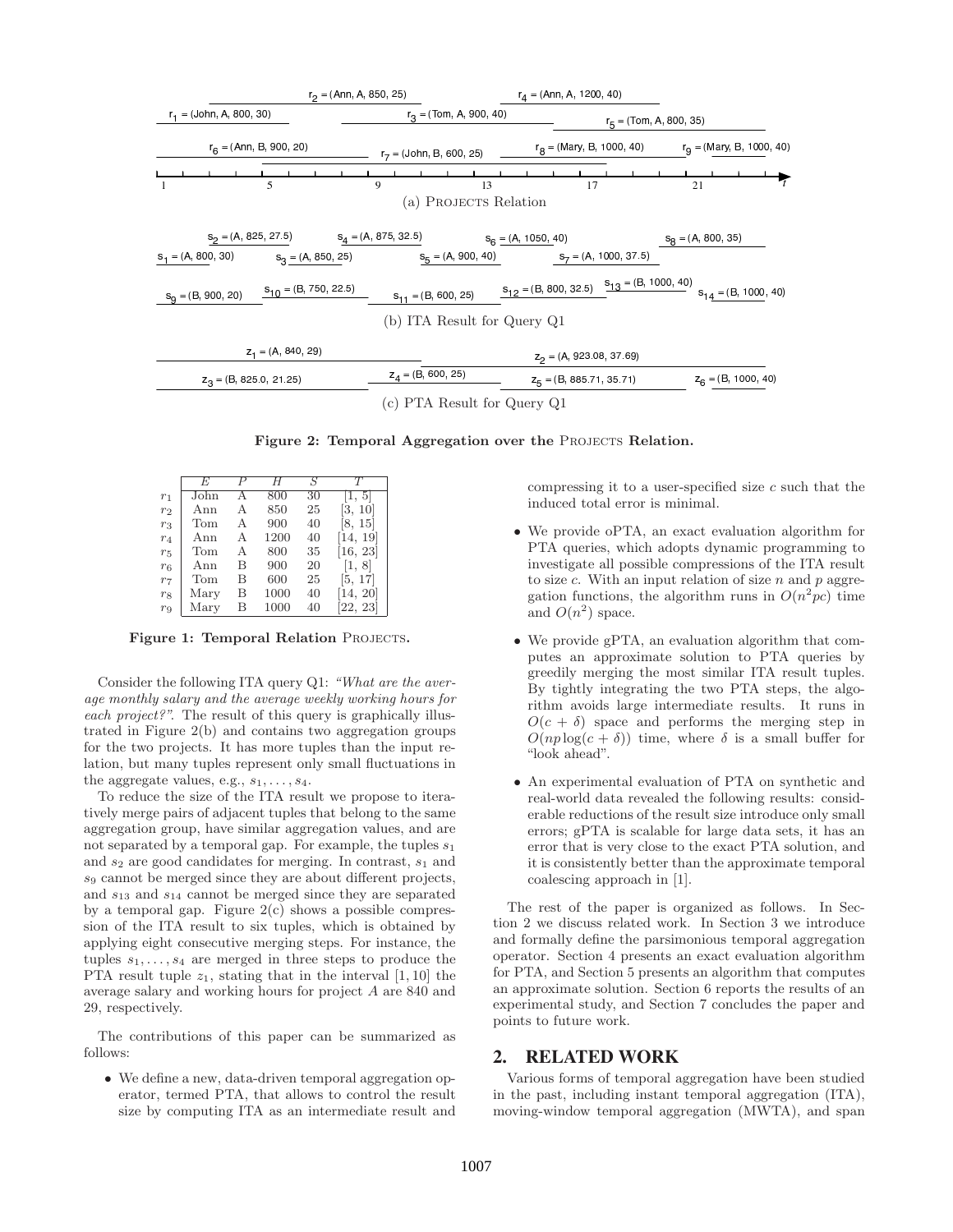$r_2$ = (Ann, A, 850, 25)    $r_4$ = (Ann, A, 1200, 40)

$r_1$ = (John, A, 800, 30)    $r_3$ = (Tom, A, 900, 40)    $r_5$ = (Tom, A, 800, 35)

$r_6$ = (Ann, B, 900, 20)    $r_7$ = (John, B, 600, 25)    $r_8$ = (Mary, B, 1000, 40)    $r_9$ = (Mary, B, 1000, 40)

1    5    9    13    17    21    $t$

(a) PROJECTS Relation

$s_2$ = (A, 825, 27.5)    $s_4$ = (A, 875, 32.5)    $s_6$ = (A, 1050, 40)    $s_8$ = (A, 800, 35)

$s_1$ = (A, 800, 30)    $s_3$ = (A, 850, 25)    $s_5$ = (A, 900, 40)    $s_7$ = (A, 1000, 37.5)

$s_9$ = (B, 900, 20)    $s_{10}$ = (B, 750, 22.5)    $s_{11}$ = (B, 600, 25)    $s_{12}$ = (B, 800, 32.5)    $s_{13}$ = (B, 1000, 40)    $s_{14}$ = (B, 1000, 40)

(b) ITA Result for Query Q1

$z_1$ = (A, 840, 29)    $z_2$ = (A, 923.08, 37.69)

$z_3$ = (B, 825.0, 21.25)    $z_4$ = (B, 600, 25)    $z_5$ = (B, 885.71, 35.71)    $z_6$ = (B, 1000, 40)

(c) PTA Result for Query Q1

**Figure 2: Temporal Aggregation over the PROJECTS Relation.**

| | E | P | H | S | T |
|---|---|---|---|---|---|
| $r_1$ | John | A | 800 | 30 | [1, 5] |
| $r_2$ | Ann | A | 850 | 25 | [3, 10] |
| $r_3$ | Tom | A | 900 | 40 | [8, 15] |
| $r_4$ | Ann | A | 1200 | 40 | [14, 19] |
| $r_5$ | Tom | A | 800 | 35 | [16, 23] |
| $r_6$ | Ann | B | 900 | 20 | [1, 8] |
| $r_7$ | Tom | B | 600 | 25 | [5, 17] |
| $r_8$ | Mary | B | 1000 | 40 | [14, 20] |
| $r_9$ | Mary | B | 1000 | 40 | [22, 23] |

**Figure 1: Temporal Relation PROJECTS.**

Consider the following ITA query Q1: *"What are the average monthly salary and the average weekly working hours for each project?"*. The result of this query is graphically illustrated in Figure 2(b) and contains two aggregation groups for the two projects. It has more tuples than the input relation, but many tuples represent only small fluctuations in the aggregate values, e.g., $s_1, \ldots, s_4$.

To reduce the size of the ITA result we propose to iteratively merge pairs of adjacent tuples that belong to the same aggregation group, have similar aggregation values, and are not separated by a temporal gap. For example, the tuples $s_1$ and $s_2$ are good candidates for merging. In contrast, $s_1$ and $s_9$ cannot be merged since they are about different projects, and $s_{13}$ and $s_{14}$ cannot be merged since they are separated by a temporal gap. Figure 2(c) shows a possible compression of the ITA result to six tuples, which is obtained by applying eight consecutive merging steps. For instance, the tuples $s_1, \ldots, s_4$ are merged in three steps to produce the PTA result tuple $z_1$, stating that in the interval $[1, 10]$ the average salary and working hours for project $A$ are 840 and 29, respectively.

The contributions of this paper can be summarized as follows:

- We define a new, data-driven temporal aggregation operator, termed PTA, that allows to control the result size by computing ITA as an intermediate result and compressing it to a user-specified size $c$ such that the induced total error is minimal.
- We provide oPTA, an exact evaluation algorithm for PTA queries, which adopts dynamic programming to investigate all possible compressions of the ITA result to size $c$. With an input relation of size $n$ and $p$ aggregation functions, the algorithm runs in $O(n^2pc)$ time and $O(n^2)$ space.
- We provide gPTA, an evaluation algorithm that computes an approximate solution to PTA queries by greedily merging the most similar ITA result tuples. By tightly integrating the two PTA steps, the algorithm avoids large intermediate results. It runs in $O(c + \delta)$ space and performs the merging step in $O(np\log(c + \delta))$ time, where $\delta$ is a small buffer for "look ahead".
- An experimental evaluation of PTA on synthetic and real-world data revealed the following results: considerable reductions of the result size introduce only small errors; gPTA is scalable for large data sets, it has an error that is very close to the exact PTA solution, and it is consistently better than the approximate temporal coalescing approach in [1].

The rest of the paper is organized as follows. In Section 2 we discuss related work. In Section 3 we introduce and formally define the parsimonious temporal aggregation operator. Section 4 presents an exact evaluation algorithm for PTA, and Section 5 presents an algorithm that computes an approximate solution. Section 6 reports the results of an experimental study, and Section 7 concludes the paper and points to future work.

## 2. RELATED WORK

Various forms of temporal aggregation have been studied in the past, including instant temporal aggregation (ITA), moving-window temporal aggregation (MWTA), and span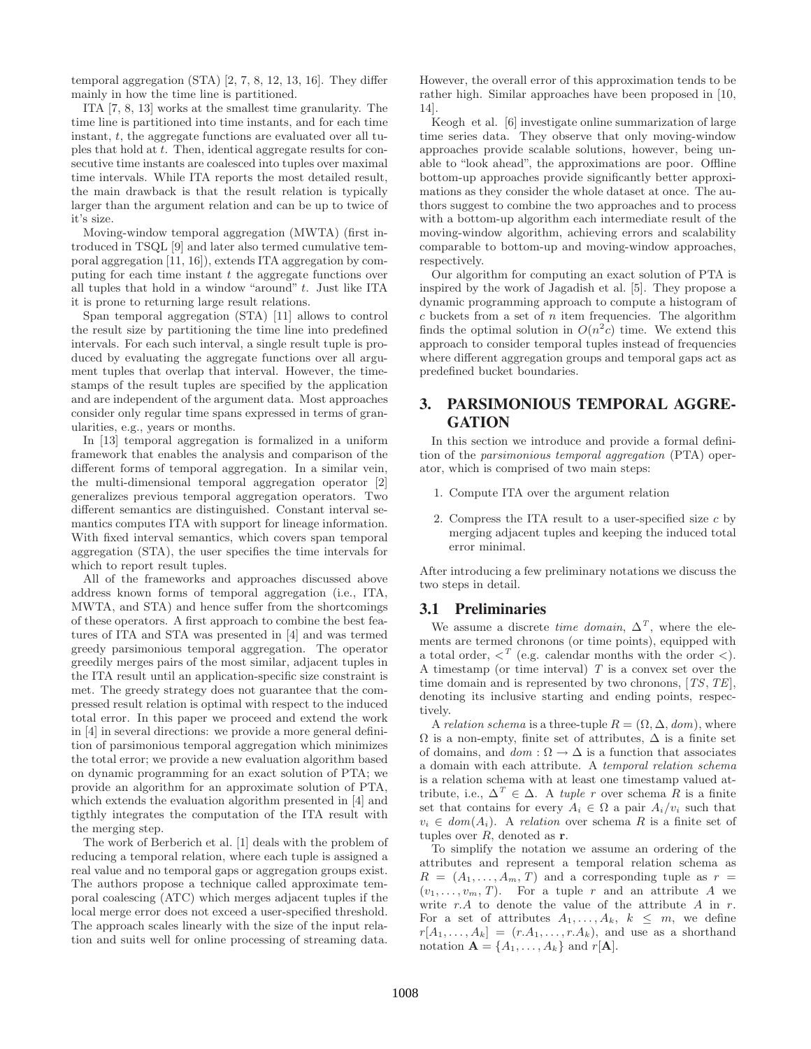temporal aggregation (STA) [2, 7, 8, 12, 13, 16]. They differ mainly in how the time line is partitioned.

ITA [7, 8, 13] works at the smallest time granularity. The time line is partitioned into time instants, and for each time instant, $t$, the aggregate functions are evaluated over all tuples that hold at $t$. Then, identical aggregate results for consecutive time instants are coalesced into tuples over maximal time intervals. While ITA reports the most detailed result, the main drawback is that the result relation is typically larger than the argument relation and can be up to twice of it's size.

Moving-window temporal aggregation (MWTA) (first introduced in TSQL [9] and later also termed cumulative temporal aggregation [11, 16]), extends ITA aggregation by computing for each time instant $t$ the aggregate functions over all tuples that hold in a window "around" $t$. Just like ITA it is prone to returning large result relations.

Span temporal aggregation (STA) [11] allows to control the result size by partitioning the time line into predefined intervals. For each such interval, a single result tuple is produced by evaluating the aggregate functions over all argument tuples that overlap that interval. However, the timestamps of the result tuples are specified by the application and are independent of the argument data. Most approaches consider only regular time spans expressed in terms of granularities, e.g., years or months.

In [13] temporal aggregation is formalized in a uniform framework that enables the analysis and comparison of the different forms of temporal aggregation. In a similar vein, the multi-dimensional temporal aggregation operator [2] generalizes previous temporal aggregation operators. Two different semantics are distinguished. Constant interval semantics computes ITA with support for lineage information. With fixed interval semantics, which covers span temporal aggregation (STA), the user specifies the time intervals for which to report result tuples.

All of the frameworks and approaches discussed above address known forms of temporal aggregation (i.e., ITA, MWTA, and STA) and hence suffer from the shortcomings of these operators. A first approach to combine the best features of ITA and STA was presented in [4] and was termed greedy parsimonious temporal aggregation. The operator greedily merges pairs of the most similar, adjacent tuples in the ITA result until an application-specific size constraint is met. The greedy strategy does not guarantee that the compressed result relation is optimal with respect to the induced total error. In this paper we proceed and extend the work in [4] in several directions: we provide a more general definition of parsimonious temporal aggregation which minimizes the total error; we provide a new evaluation algorithm based on dynamic programming for an exact solution of PTA; we provide an algorithm for an approximate solution of PTA, which extends the evaluation algorithm presented in [4] and tigthly integrates the computation of the ITA result with the merging step.

The work of Berberich et al. [1] deals with the problem of reducing a temporal relation, where each tuple is assigned a real value and no temporal gaps or aggregation groups exist. The authors propose a technique called approximate temporal coalescing (ATC) which merges adjacent tuples if the local merge error does not exceed a user-specified threshold. The approach scales linearly with the size of the input relation and suits well for online processing of streaming data. However, the overall error of this approximation tends to be rather high. Similar approaches have been proposed in [10, 14].

Keogh et al. [6] investigate online summarization of large time series data. They observe that only moving-window approaches provide scalable solutions, however, being unable to "look ahead", the approximations are poor. Offline bottom-up approaches provide significantly better approximations as they consider the whole dataset at once. The authors suggest to combine the two approaches and to process with a bottom-up algorithm each intermediate result of the moving-window algorithm, achieving errors and scalability comparable to bottom-up and moving-window approaches, respectively.

Our algorithm for computing an exact solution of PTA is inspired by the work of Jagadish et al. [5]. They propose a dynamic programming approach to compute a histogram of $c$ buckets from a set of $n$ item frequencies. The algorithm finds the optimal solution in $O(n^2c)$ time. We extend this approach to consider temporal tuples instead of frequencies where different aggregation groups and temporal gaps act as predefined bucket boundaries.

# 3. PARSIMONIOUS TEMPORAL AGGREGATION

In this section we introduce and provide a formal definition of the *parsimonious temporal aggregation* (PTA) operator, which is comprised of two main steps:

1. Compute ITA over the argument relation
2. Compress the ITA result to a user-specified size $c$ by merging adjacent tuples and keeping the induced total error minimal.

After introducing a few preliminary notations we discuss the two steps in detail.

## 3.1 Preliminaries

We assume a discrete *time domain*, $\Delta^T$, where the elements are termed chronons (or time points), equipped with a total order, $<^T$ (e.g. calendar months with the order $<$). A timestamp (or time interval) $T$ is a convex set over the time domain and is represented by two chronons, $[TS, TE]$, denoting its inclusive starting and ending points, respectively.

A *relation schema* is a three-tuple $R = (\Omega, \Delta, dom)$, where $\Omega$ is a non-empty, finite set of attributes, $\Delta$ is a finite set of domains, and $dom : \Omega \rightarrow \Delta$ is a function that associates a domain with each attribute. A *temporal relation schema* is a relation schema with at least one timestamp valued attribute, i.e., $\Delta^T \in \Delta$. A *tuple* $r$ over schema $R$ is a finite set that contains for every $A_i \in \Omega$ a pair $A_i/v_i$ such that $v_i \in dom(A_i)$. A *relation* over schema $R$ is a finite set of tuples over $R$, denoted as $\mathbf{r}$.

To simplify the notation we assume an ordering of the attributes and represent a temporal relation schema as $R = (A_1, \ldots, A_m, T)$ and a corresponding tuple as $r = (v_1, \ldots, v_m, T)$. For a tuple $r$ and an attribute $A$ we write $r.A$ to denote the value of the attribute $A$ in $r$. For a set of attributes $A_1, \ldots, A_k$, $k \leq m$, we define $r[A_1, \ldots, A_k] = (r.A_1, \ldots, r.A_k)$, and use as a shorthand notation $\mathbf{A} = \{A_1, \ldots, A_k\}$ and $r[\mathbf{A}]$.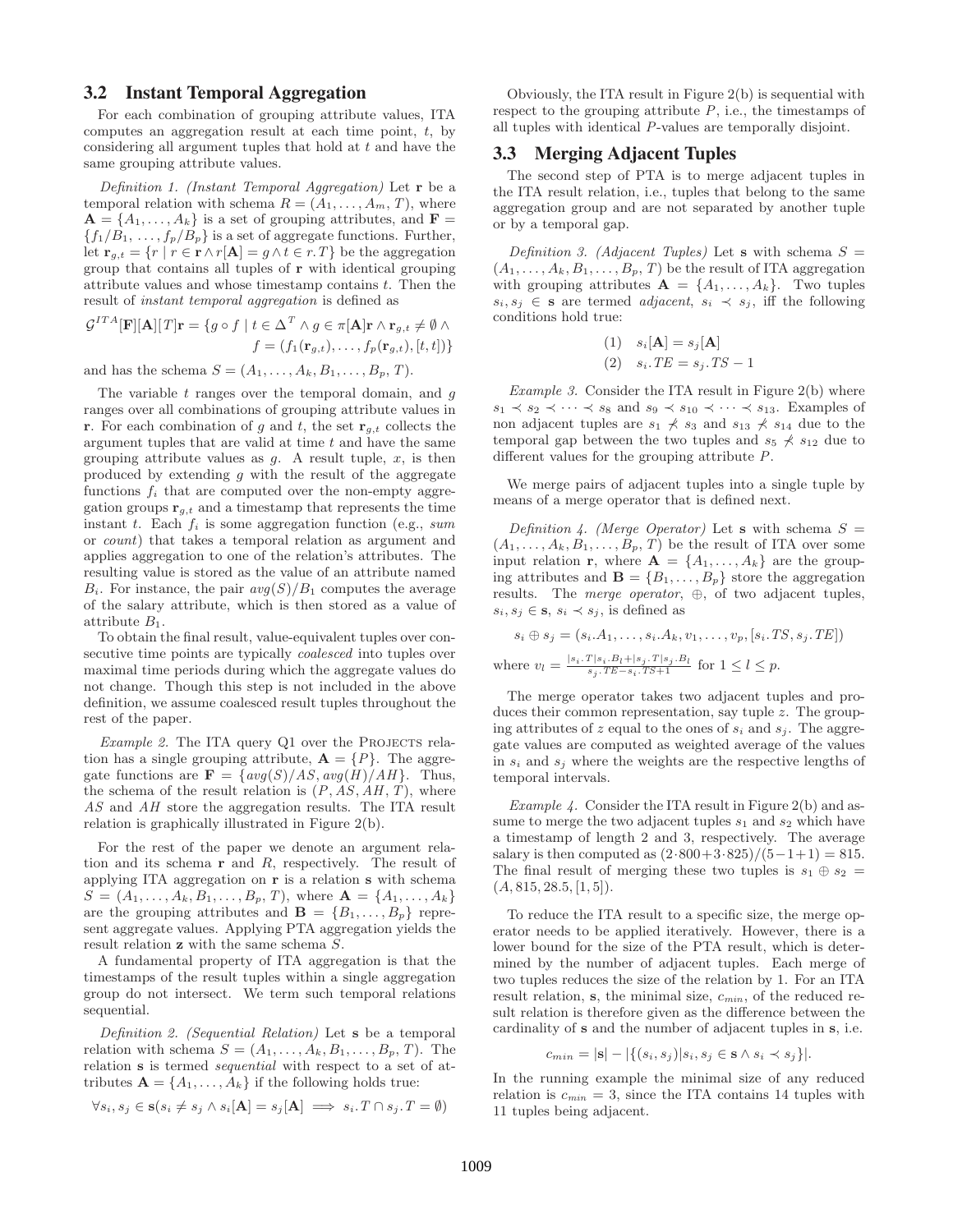### 3.2 Instant Temporal Aggregation

For each combination of grouping attribute values, ITA computes an aggregation result at each time point, $t$, by considering all argument tuples that hold at $t$ and have the same grouping attribute values.

*Definition 1. (Instant Temporal Aggregation)* Let $\mathbf{r}$ be a temporal relation with schema $R = (A_1, \ldots, A_m, T)$, where $\mathbf{A} = \{A_1, \ldots, A_k\}$ is a set of grouping attributes, and $\mathbf{F} = \{f_1/B_1, \ldots, f_p/B_p\}$ is a set of aggregate functions. Further, let $\mathbf{r}_{g,t} = \{r \mid r \in \mathbf{r} \wedge r[\mathbf{A}] = g \wedge t \in r.T\}$ be the aggregation group that contains all tuples of $\mathbf{r}$ with identical grouping attribute values and whose timestamp contains $t$. Then the result of *instant temporal aggregation* is defined as

$$\mathcal{G}^{ITA}[\mathbf{F}][\mathbf{A}][T]\mathbf{r} = \{g \circ f \mid t \in \Delta^T \wedge g \in \pi[\mathbf{A}]\mathbf{r} \wedge \mathbf{r}_{g,t} \neq \emptyset \wedge f = (f_1(\mathbf{r}_{g,t}), \ldots, f_p(\mathbf{r}_{g,t}), [t,t])\}$$

and has the schema $S = (A_1, \ldots, A_k, B_1, \ldots, B_p, T)$.

The variable $t$ ranges over the temporal domain, and $g$ ranges over all combinations of grouping attribute values in $\mathbf{r}$. For each combination of $g$ and $t$, the set $\mathbf{r}_{g,t}$ collects the argument tuples that are valid at time $t$ and have the same grouping attribute values as $g$. A result tuple, $x$, is then produced by extending $g$ with the result of the aggregate functions $f_i$ that are computed over the non-empty aggregation groups $\mathbf{r}_{g,t}$ and a timestamp that represents the time instant $t$. Each $f_i$ is some aggregation function (e.g., *sum* or *count*) that takes a temporal relation as argument and applies aggregation to one of the relation's attributes. The resulting value is stored as the value of an attribute named $B_i$. For instance, the pair $avg(S)/B_1$ computes the average of the salary attribute, which is then stored as a value of attribute $B_1$.

To obtain the final result, value-equivalent tuples over consecutive time points are typically *coalesced* into tuples over maximal time periods during which the aggregate values do not change. Though this step is not included in the above definition, we assume coalesced result tuples throughout the rest of the paper.

*Example 2.* The ITA query Q1 over the PROJECTS relation has a single grouping attribute, $\mathbf{A} = \{P\}$. The aggregate functions are $\mathbf{F} = \{avg(S)/AS, avg(H)/AH\}$. Thus, the schema of the result relation is $(P, AS, AH, T)$, where $AS$ and $AH$ store the aggregation results. The ITA result relation is graphically illustrated in Figure 2(b).

For the rest of the paper we denote an argument relation and its schema $\mathbf{r}$ and $R$, respectively. The result of applying ITA aggregation on $\mathbf{r}$ is a relation $\mathbf{s}$ with schema $S = (A_1, \ldots, A_k, B_1, \ldots, B_p, T)$, where $\mathbf{A} = \{A_1, \ldots, A_k\}$ are the grouping attributes and $\mathbf{B} = \{B_1, \ldots, B_p\}$ represent aggregate values. Applying PTA aggregation yields the result relation $\mathbf{z}$ with the same schema $S$.

A fundamental property of ITA aggregation is that the timestamps of the result tuples within a single aggregation group do not intersect. We term such temporal relations sequential.

*Definition 2. (Sequential Relation)* Let $\mathbf{s}$ be a temporal relation with schema $S = (A_1, \ldots, A_k, B_1, \ldots, B_p, T)$. The relation $\mathbf{s}$ is termed *sequential* with respect to a set of attributes $\mathbf{A} = \{A_1, \ldots, A_k\}$ if the following holds true:

$$\forall s_i, s_j \in \mathbf{s}(s_i \neq s_j \wedge s_i[\mathbf{A}] = s_j[\mathbf{A}] \implies s_i.T \cap s_j.T = \emptyset)$$

Obviously, the ITA result in Figure 2(b) is sequential with respect to the grouping attribute $P$, i.e., the timestamps of all tuples with identical $P$-values are temporally disjoint.

### 3.3 Merging Adjacent Tuples

The second step of PTA is to merge adjacent tuples in the ITA result relation, i.e., tuples that belong to the same aggregation group and are not separated by another tuple or by a temporal gap.

*Definition 3. (Adjacent Tuples)* Let $\mathbf{s}$ with schema $S = (A_1, \ldots, A_k, B_1, \ldots, B_p, T)$ be the result of ITA aggregation with grouping attributes $\mathbf{A} = \{A_1, \ldots, A_k\}$. Two tuples $s_i, s_j \in \mathbf{s}$ are termed *adjacent*, $s_i \prec s_j$, iff the following conditions hold true:

$$(1) \quad s_i[\mathbf{A}] = s_j[\mathbf{A}]$$
$$(2) \quad s_i.TE = s_j.TS - 1$$

*Example 3.* Consider the ITA result in Figure 2(b) where $s_1 \prec s_2 \prec \cdots \prec s_8$ and $s_9 \prec s_{10} \prec \cdots \prec s_{13}$. Examples of non adjacent tuples are $s_1 \not\prec s_3$ and $s_{13} \not\prec s_{14}$ due to the temporal gap between the two tuples and $s_5 \not\prec s_{12}$ due to different values for the grouping attribute $P$.

We merge pairs of adjacent tuples into a single tuple by means of a merge operator that is defined next.

*Definition 4. (Merge Operator)* Let $\mathbf{s}$ with schema $S = (A_1, \ldots, A_k, B_1, \ldots, B_p, T)$ be the result of ITA over some input relation $\mathbf{r}$, where $\mathbf{A} = \{A_1, \ldots, A_k\}$ are the grouping attributes and $\mathbf{B} = \{B_1, \ldots, B_p\}$ store the aggregation results. The *merge operator*, $\oplus$, of two adjacent tuples, $s_i, s_j \in \mathbf{s}$, $s_i \prec s_j$, is defined as

$$s_i \oplus s_j = (s_i.A_1, \ldots, s_i.A_k, v_1, \ldots, v_p, [s_i.TS, s_j.TE])$$

where $v_l = \frac{|s_i.T| s_i.B_l + |s_j.T| s_j.B_l}{s_j.TE - s_i.TS + 1}$ for $1 \leq l \leq p$.

The merge operator takes two adjacent tuples and produces their common representation, say tuple $z$. The grouping attributes of $z$ equal to the ones of $s_i$ and $s_j$. The aggregate values are computed as weighted average of the values in $s_i$ and $s_j$ where the weights are the respective lengths of temporal intervals.

*Example 4.* Consider the ITA result in Figure 2(b) and assume to merge the two adjacent tuples $s_1$ and $s_2$ which have a timestamp of length 2 and 3, respectively. The average salary is then computed as $(2 \cdot 800 + 3 \cdot 825)/(5-1+1) = 815$. The final result of merging these two tuples is $s_1 \oplus s_2 = (A, 815, 28.5, [1, 5])$.

To reduce the ITA result to a specific size, the merge operator needs to be applied iteratively. However, there is a lower bound for the size of the PTA result, which is determined by the number of adjacent tuples. Each merge of two tuples reduces the size of the relation by 1. For an ITA result relation, $\mathbf{s}$, the minimal size, $c_{min}$, of the reduced result relation is therefore given as the difference between the cardinality of $\mathbf{s}$ and the number of adjacent tuples in $\mathbf{s}$, i.e.

$$c_{min} = |\mathbf{s}| - |\{(s_i, s_j) | s_i, s_j \in \mathbf{s} \wedge s_i \prec s_j\}|.$$

In the running example the minimal size of any reduced relation is $c_{min} = 3$, since the ITA contains 14 tuples with 11 tuples being adjacent.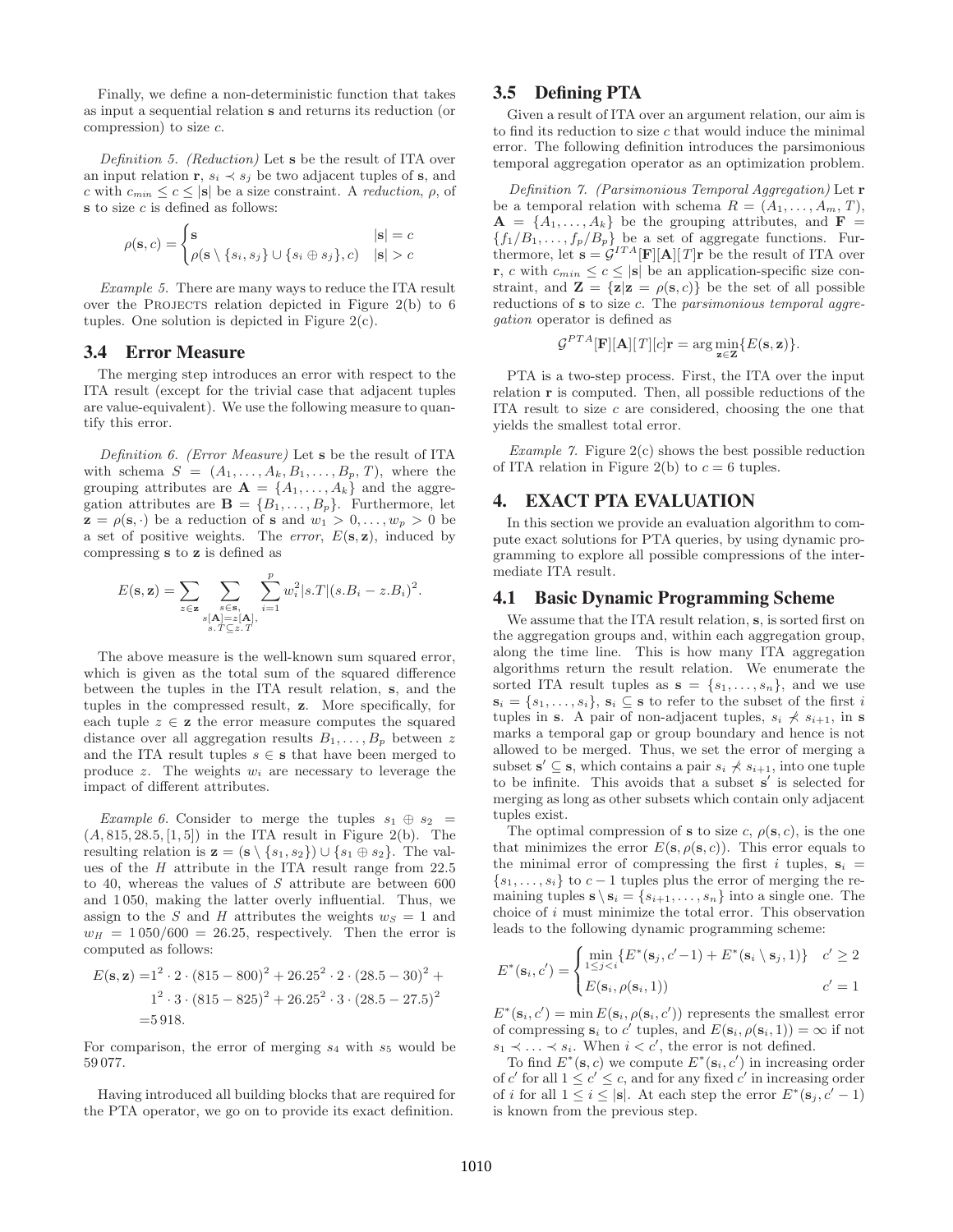Finally, we define a non-deterministic function that takes as input a sequential relation $\mathbf{s}$ and returns its reduction (or compression) to size $c$.

*Definition 5. (Reduction)* Let $\mathbf{s}$ be the result of ITA over an input relation $\mathbf{r}$, $s_i \prec s_j$ be two adjacent tuples of $\mathbf{s}$, and $c$ with $c_{min} \leq c \leq |\mathbf{s}|$ be a size constraint. A *reduction*, $\rho$, of $\mathbf{s}$ to size $c$ is defined as follows:

$$\rho(\mathbf{s}, c) = \begin{cases} \mathbf{s} & |\mathbf{s}| = c \\ \rho(\mathbf{s} \setminus \{s_i, s_j\} \cup \{s_i \oplus s_j\}, c) & |\mathbf{s}| > c \end{cases}$$

*Example 5.* There are many ways to reduce the ITA result over the PROJECTS relation depicted in Figure 2(b) to 6 tuples. One solution is depicted in Figure 2(c).

## 3.4 Error Measure

The merging step introduces an error with respect to the ITA result (except for the trivial case that adjacent tuples are value-equivalent). We use the following measure to quantify this error.

*Definition 6. (Error Measure)* Let $\mathbf{s}$ be the result of ITA with schema $S = (A_1, \ldots, A_k, B_1, \ldots, B_p, T)$, where the grouping attributes are $\mathbf{A} = \{A_1, \ldots, A_k\}$ and the aggregation attributes are $\mathbf{B} = \{B_1, \ldots, B_p\}$. Furthermore, let $\mathbf{z} = \rho(\mathbf{s}, \cdot)$ be a reduction of $\mathbf{s}$ and $w_1 > 0, \ldots, w_p > 0$ be a set of positive weights. The *error*, $E(\mathbf{s}, \mathbf{z})$, induced by compressing $\mathbf{s}$ to $\mathbf{z}$ is defined as

$$E(\mathbf{s}, \mathbf{z}) = \sum_{z \in \mathbf{z}} \sum_{\substack{s \in \mathbf{s}, \\ s[\mathbf{A}] = z[\mathbf{A}], \\ s.T \subseteq z.T}} \sum_{i=1}^{p} w_i^2 |s.T| (s.B_i - z.B_i)^2.$$

The above measure is the well-known sum squared error, which is given as the total sum of the squared difference between the tuples in the ITA result relation, $\mathbf{s}$, and the tuples in the compressed result, $\mathbf{z}$. More specifically, for each tuple $z \in \mathbf{z}$ the error measure computes the squared distance over all aggregation results $B_1, \ldots, B_p$ between $z$ and the ITA result tuples $s \in \mathbf{s}$ that have been merged to produce $z$. The weights $w_i$ are necessary to leverage the impact of different attributes.

*Example 6.* Consider to merge the tuples $s_1 \oplus s_2 = (A, 815, 28.5, [1, 5])$ in the ITA result in Figure 2(b). The resulting relation is $\mathbf{z} = (\mathbf{s} \setminus \{s_1, s_2\}) \cup \{s_1 \oplus s_2\}$. The values of the $H$ attribute in the ITA result range from 22.5 to 40, whereas the values of $S$ attribute are between 600 and 1 050, making the latter overly influential. Thus, we assign to the $S$ and $H$ attributes the weights $w_S = 1$ and $w_H = 1\,050/600 = 26.25$, respectively. Then the error is computed as follows:

$$\begin{aligned} E(\mathbf{s}, \mathbf{z}) = & 1^2 \cdot 2 \cdot (815 - 800)^2 + 26.25^2 \cdot 2 \cdot (28.5 - 30)^2 + \\ & 1^2 \cdot 3 \cdot (815 - 825)^2 + 26.25^2 \cdot 3 \cdot (28.5 - 27.5)^2 \\ = & 5\,918. \end{aligned}$$

For comparison, the error of merging $s_4$ with $s_5$ would be 59 077.

Having introduced all building blocks that are required for the PTA operator, we go on to provide its exact definition.

## 3.5 Defining PTA

Given a result of ITA over an argument relation, our aim is to find its reduction to size $c$ that would induce the minimal error. The following definition introduces the parsimonious temporal aggregation operator as an optimization problem.

*Definition 7. (Parsimonious Temporal Aggregation)* Let $\mathbf{r}$ be a temporal relation with schema $R = (A_1, \ldots, A_m, T)$, $\mathbf{A} = \{A_1, \ldots, A_k\}$ be the grouping attributes, and $\mathbf{F} = \{f_1/B_1, \ldots, f_p/B_p\}$ be a set of aggregate functions. Furthermore, let $\mathbf{s} = \mathcal{G}^{ITA}[\mathbf{F}][\mathbf{A}][T]\mathbf{r}$ be the result of ITA over $\mathbf{r}$, $c$ with $c_{min} \leq c \leq |\mathbf{s}|$ be an application-specific size constraint, and $\mathbf{Z} = \{\mathbf{z} | \mathbf{z} = \rho(\mathbf{s}, c)\}$ be the set of all possible reductions of $\mathbf{s}$ to size $c$. The *parsimonious temporal aggregation* operator is defined as

$$\mathcal{G}^{PTA}[\mathbf{F}][\mathbf{A}][T][c]\mathbf{r} = \arg\min_{\mathbf{z} \in \mathbf{Z}} \{E(\mathbf{s}, \mathbf{z})\}.$$

PTA is a two-step process. First, the ITA over the input relation $\mathbf{r}$ is computed. Then, all possible reductions of the ITA result to size $c$ are considered, choosing the one that yields the smallest total error.

*Example 7.* Figure 2(c) shows the best possible reduction of ITA relation in Figure 2(b) to $c = 6$ tuples.

# 4. EXACT PTA EVALUATION

In this section we provide an evaluation algorithm to compute exact solutions for PTA queries, by using dynamic programming to explore all possible compressions of the intermediate ITA result.

## 4.1 Basic Dynamic Programming Scheme

We assume that the ITA result relation, $\mathbf{s}$, is sorted first on the aggregation groups and, within each aggregation group, along the time line. This is how many ITA aggregation algorithms return the result relation. We enumerate the sorted ITA result tuples as $\mathbf{s} = \{s_1, \ldots, s_n\}$, and we use $\mathbf{s}_i = \{s_1, \ldots, s_i\}$, $\mathbf{s}_i \subseteq \mathbf{s}$ to refer to the subset of the first $i$ tuples in $\mathbf{s}$. A pair of non-adjacent tuples, $s_i \not\prec s_{i+1}$, in $\mathbf{s}$ marks a temporal gap or group boundary and hence is not allowed to be merged. Thus, we set the error of merging a subset $\mathbf{s}' \subseteq \mathbf{s}$, which contains a pair $s_i \not\prec s_{i+1}$, into one tuple to be infinite. This avoids that a subset $\mathbf{s}'$ is selected for merging as long as other subsets which contain only adjacent tuples exist.

The optimal compression of $\mathbf{s}$ to size $c$, $\rho(\mathbf{s}, c)$, is the one that minimizes the error $E(\mathbf{s}, \rho(\mathbf{s}, c))$. This error equals to the minimal error of compressing the first $i$ tuples, $\mathbf{s}_i = \{s_1, \ldots, s_i\}$ to $c - 1$ tuples plus the error of merging the remaining tuples $\mathbf{s} \setminus \mathbf{s}_i = \{s_{i+1}, \ldots, s_n\}$ into a single one. The choice of $i$ must minimize the total error. This observation leads to the following dynamic programming scheme:

$$E^*(\mathbf{s}_i, c') = \begin{cases} \min\limits_{1 \leq j < i} \{E^*(\mathbf{s}_j, c'-1) + E^*(\mathbf{s}_i \setminus \mathbf{s}_j, 1)\} & c' \geq 2 \\ E(\mathbf{s}_i, \rho(\mathbf{s}_i, 1)) & c' = 1 \end{cases}$$

$E^*(\mathbf{s}_i, c') = \min E(\mathbf{s}_i, \rho(\mathbf{s}_i, c'))$ represents the smallest error of compressing $\mathbf{s}_i$ to $c'$ tuples, and $E(\mathbf{s}_i, \rho(\mathbf{s}_i, 1)) = \infty$ if not $s_1 \prec \ldots \prec s_i$. When $i < c'$, the error is not defined.

To find $E^*(\mathbf{s}, c)$ we compute $E^*(\mathbf{s}_i, c')$ in increasing order of $c'$ for all $1 \leq c' \leq c$, and for any fixed $c'$ in increasing order of $i$ for all $1 \leq i \leq |\mathbf{s}|$. At each step the error $E^*(\mathbf{s}_j, c' - 1)$ is known from the previous step.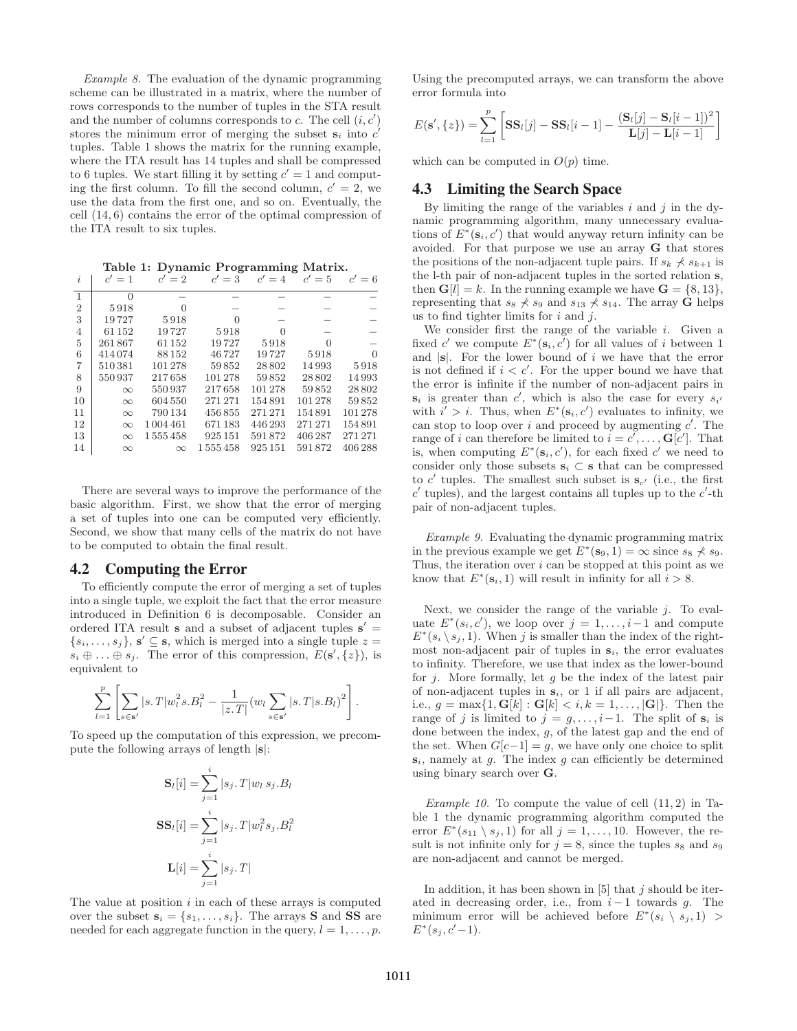*Example 8.* The evaluation of the dynamic programming scheme can be illustrated in a matrix, where the number of rows corresponds to the number of tuples in the STA result and the number of columns corresponds to $c$. The cell $(i, c')$ stores the minimum error of merging the subset $\mathbf{s}_i$ into $c'$ tuples. Table 1 shows the matrix for the running example, where the ITA result has 14 tuples and shall be compressed to 6 tuples. We start filling it by setting $c' = 1$ and computing the first column. To fill the second column, $c' = 2$, we use the data from the first one, and so on. Eventually, the cell $(14, 6)$ contains the error of the optimal compression of the ITA result to six tuples.

**Table 1: Dynamic Programming Matrix.**

| $i$ | $c'=1$ | $c'=2$ | $c'=3$ | $c'=4$ | $c'=5$ | $c'=6$ |
|---|---|---|---|---|---|---|
| 1 | 0 | – | – | – | – | – |
| 2 | 5918 | 0 | – | – | – | – |
| 3 | 19727 | 5918 | 0 | – | – | – |
| 4 | 61152 | 19727 | 5918 | 0 | – | – |
| 5 | 261867 | 61152 | 19727 | 5918 | 0 | – |
| 6 | 414074 | 88152 | 46727 | 19727 | 5918 | 0 |
| 7 | 510381 | 101278 | 59852 | 28802 | 14993 | 5918 |
| 8 | 550937 | 217658 | 101278 | 59852 | 28802 | 14993 |
| 9 | $\infty$ | 550937 | 217658 | 101278 | 59852 | 28802 |
| 10 | $\infty$ | 604550 | 271271 | 154891 | 101278 | 59852 |
| 11 | $\infty$ | 790134 | 456855 | 271271 | 154891 | 101278 |
| 12 | $\infty$ | 1004461 | 671183 | 446293 | 271271 | 154891 |
| 13 | $\infty$ | 1555458 | 925151 | 591872 | 406287 | 271271 |
| 14 | $\infty$ | $\infty$ | 1555458 | 925151 | 591872 | 406288 |

There are several ways to improve the performance of the basic algorithm. First, we show that the error of merging a set of tuples into one can be computed very efficiently. Second, we show that many cells of the matrix do not have to be computed to obtain the final result.

## 4.2 Computing the Error

To efficiently compute the error of merging a set of tuples into a single tuple, we exploit the fact that the error measure introduced in Definition 6 is decomposable. Consider an ordered ITA result $\mathbf{s}$ and a subset of adjacent tuples $\mathbf{s}' = \{s_i, \ldots, s_j\}$, $\mathbf{s}' \subseteq \mathbf{s}$, which is merged into a single tuple $z = s_i \oplus \ldots \oplus s_j$. The error of this compression, $E(\mathbf{s}', \{z\})$, is equivalent to

$$\sum_{l=1}^{p} \left[ \sum_{s \in \mathbf{s}'} |s.T| w_l^2 s.B_l^2 - \frac{1}{|z.T|} (w_l \sum_{s \in \mathbf{s}'} |s.T| s.B_l)^2 \right].$$

To speed up the computation of this expression, we precompute the following arrays of length $|\mathbf{s}|$:

$$\mathbf{S}_l[i] = \sum_{j=1}^{i} |s_j.T| w_l \, s_j.B_l$$

$$\mathbf{SS}_l[i] = \sum_{j=1}^{i} |s_j.T| w_l^2 s_j.B_l^2$$

$$\mathbf{L}[i] = \sum_{j=1}^{i} |s_j.T|$$

The value at position $i$ in each of these arrays is computed over the subset $\mathbf{s}_i = \{s_1, \ldots, s_i\}$. The arrays $\mathbf{S}$ and $\mathbf{SS}$ are needed for each aggregate function in the query, $l = 1, \ldots, p$. Using the precomputed arrays, we can transform the above error formula into

$$E(\mathbf{s}', \{z\}) = \sum_{l=1}^{p} \left[ \mathbf{SS}_l[j] - \mathbf{SS}_l[i-1] - \frac{(\mathbf{S}_l[j] - \mathbf{S}_l[i-1])^2}{\mathbf{L}[j] - \mathbf{L}[i-1]} \right]$$

which can be computed in $O(p)$ time.

## 4.3 Limiting the Search Space

By limiting the range of the variables $i$ and $j$ in the dynamic programming algorithm, many unnecessary evaluations of $E^*(\mathbf{s}_i, c')$ that would anyway return infinity can be avoided. For that purpose we use an array $\mathbf{G}$ that stores the positions of the non-adjacent tuple pairs. If $s_k \not\prec s_{k+1}$ is the l-th pair of non-adjacent tuples in the sorted relation $\mathbf{s}$, then $\mathbf{G}[l] = k$. In the running example we have $\mathbf{G} = \{8, 13\}$, representing that $s_8 \not\prec s_9$ and $s_{13} \not\prec s_{14}$. The array $\mathbf{G}$ helps us to find tighter limits for $i$ and $j$.

We consider first the range of the variable $i$. Given a fixed $c'$ we compute $E^*(\mathbf{s}_i, c')$ for all values of $i$ between 1 and $|\mathbf{s}|$. For the lower bound of $i$ we have that the error is not defined if $i < c'$. For the upper bound we have that the error is infinite if the number of non-adjacent pairs in $\mathbf{s}_i$ is greater than $c'$, which is also the case for every $s_{i'}$ with $i' > i$. Thus, when $E^*(\mathbf{s}_i, c')$ evaluates to infinity, we can stop to loop over $i$ and proceed by augmenting $c'$. The range of $i$ can therefore be limited to $i = c', \ldots, \mathbf{G}[c']$. That is, when computing $E^*(\mathbf{s}_i, c')$, for each fixed $c'$ we need to consider only those subsets $\mathbf{s}_i \subset \mathbf{s}$ that can be compressed to $c'$ tuples. The smallest such subset is $\mathbf{s}_{c'}$ (i.e., the first $c'$ tuples), and the largest contains all tuples up to the $c'$-th pair of non-adjacent tuples.

*Example 9.* Evaluating the dynamic programming matrix in the previous example we get $E^*(\mathbf{s}_9, 1) = \infty$ since $s_8 \not\prec s_9$. Thus, the iteration over $i$ can be stopped at this point as we know that $E^*(\mathbf{s}_i, 1)$ will result in infinity for all $i > 8$.

Next, we consider the range of the variable $j$. To evaluate $E^*(s_i, c')$, we loop over $j = 1, \ldots, i-1$ and compute $E^*(s_i \setminus s_j, 1)$. When $j$ is smaller than the index of the rightmost non-adjacent pair of tuples in $\mathbf{s}_i$, the error evaluates to infinity. Therefore, we use that index as the lower-bound for $j$. More formally, let $g$ be the index of the latest pair of non-adjacent tuples in $\mathbf{s}_i$, or 1 if all pairs are adjacent, i.e., $g = \max\{1, \mathbf{G}[k] : \mathbf{G}[k] < i, k = 1, \ldots, |\mathbf{G}|\}$. Then the range of $j$ is limited to $j = g, \ldots, i-1$. The split of $\mathbf{s}_i$ is done between the index, $g$, of the latest gap and the end of the set. When $G[c-1] = g$, we have only one choice to split $\mathbf{s}_i$, namely at $g$. The index $g$ can efficiently be determined using binary search over $\mathbf{G}$.

*Example 10.* To compute the value of cell $(11, 2)$ in Table 1 the dynamic programming algorithm computed the error $E^*(s_{11} \setminus s_j, 1)$ for all $j = 1, \ldots, 10$. However, the result is not infinite only for $j = 8$, since the tuples $s_8$ and $s_9$ are non-adjacent and cannot be merged.

In addition, it has been shown in [5] that $j$ should be iterated in decreasing order, i.e., from $i-1$ towards $g$. The minimum error will be achieved before $E^*(s_i \setminus s_j, 1) > E^*(s_j, c'-1)$.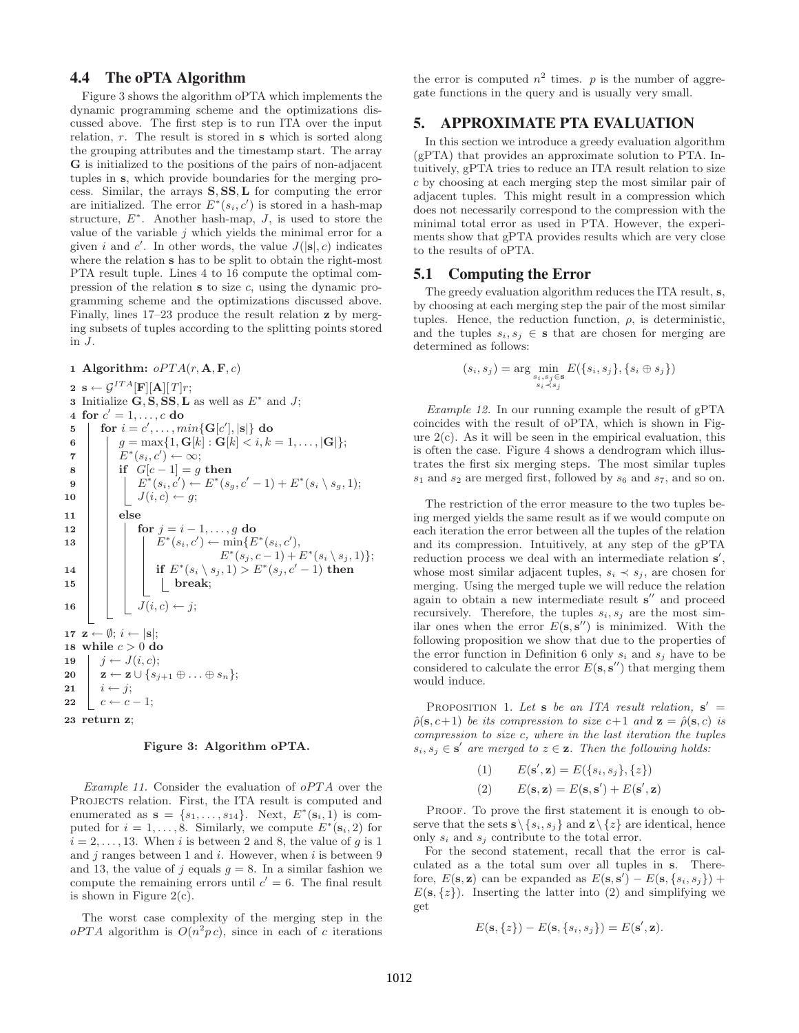### 4.4 The oPTA Algorithm

Figure 3 shows the algorithm oPTA which implements the dynamic programming scheme and the optimizations discussed above. The first step is to run ITA over the input relation, $r$. The result is stored in $\mathbf{s}$ which is sorted along the grouping attributes and the timestamp start. The array $\mathbf{G}$ is initialized to the positions of the pairs of non-adjacent tuples in $\mathbf{s}$, which provide boundaries for the merging process. Similar, the arrays $\mathbf{S}, \mathbf{SS}, \mathbf{L}$ for computing the error are initialized. The error $E^*(s_i, c')$ is stored in a hash-map structure, $E^*$. Another hash-map, $J$, is used to store the value of the variable $j$ which yields the minimal error for a given $i$ and $c'$. In other words, the value $J(|\mathbf{s}|, c)$ indicates where the relation $\mathbf{s}$ has to be split to obtain the right-most PTA result tuple. Lines 4 to 16 compute the optimal compression of the relation $\mathbf{s}$ to size $c$, using the dynamic programming scheme and the optimizations discussed above. Finally, lines 17–23 produce the result relation $\mathbf{z}$ by merging subsets of tuples according to the splitting points stored in $J$.

```
1  Algorithm: oPTA(r, A, F, c)
2  s ← G^ITA[F][A][T]r;
3  Initialize G, S, SS, L as well as E* and J;
4  for c' = 1, ..., c do
5    for i = c', ..., min{G[c'], |s|} do
6      g = max{1, G[k] : G[k] < i, k = 1, ..., |G|};
7      E*(s_i, c') ← ∞;
8      if G[c − 1] = g then
9        E*(s_i, c') ← E*(s_g, c' − 1) + E*(s_i \ s_g, 1);
10       J(i, c) ← g;
11     else
12       for j = i − 1, ..., g do
13         E*(s_i, c') ← min{E*(s_i, c'),
                              E*(s_j, c − 1) + E*(s_i \ s_j, 1)};
14         if E*(s_i \ s_j, 1) > E*(s_j, c' − 1) then
15           break;
16         J(i, c) ← j;
17 z ← ∅; i ← |s|;
18 while c > 0 do
19   j ← J(i, c);
20   z ← z ∪ {s_{j+1} ⊕ ... ⊕ s_n};
21   i ← j;
22   c ← c − 1;
23 return z;
```

**Figure 3: Algorithm oPTA.**

*Example 11.* Consider the evaluation of $oPTA$ over the PROJECTS relation. First, the ITA result is computed and enumerated as $\mathbf{s} = \{s_1, \ldots, s_{14}\}$. Next, $E^*(\mathbf{s}_i, 1)$ is computed for $i = 1, \ldots, 8$. Similarly, we compute $E^*(\mathbf{s}_i, 2)$ for $i = 2, \ldots, 13$. When $i$ is between 2 and 8, the value of $g$ is 1 and $j$ ranges between 1 and $i$. However, when $i$ is between 9 and 13, the value of $j$ equals $g = 8$. In a similar fashion we compute the remaining errors until $c' = 6$. The final result is shown in Figure 2(c).

The worst case complexity of the merging step in the $oPTA$ algorithm is $O(n^2 p\, c)$, since in each of $c$ iterations the error is computed $n^2$ times. $p$ is the number of aggregate functions in the query and is usually very small.

## 5. APPROXIMATE PTA EVALUATION

In this section we introduce a greedy evaluation algorithm (gPTA) that provides an approximate solution to PTA. Intuitively, gPTA tries to reduce an ITA result relation to size $c$ by choosing at each merging step the most similar pair of adjacent tuples. This might result in a compression which does not necessarily correspond to the compression with the minimal total error as used in PTA. However, the experiments show that gPTA provides results which are very close to the results of oPTA.

### 5.1 Computing the Error

The greedy evaluation algorithm reduces the ITA result, $\mathbf{s}$, by choosing at each merging step the pair of the most similar tuples. Hence, the reduction function, $\rho$, is deterministic, and the tuples $s_i, s_j \in \mathbf{s}$ that are chosen for merging are determined as follows:

$$(s_i, s_j) = \arg \min_{\substack{s_i, s_j \in \mathbf{s} \\ s_i \prec s_j}} E(\{s_i, s_j\}, \{s_i \oplus s_j\})$$

*Example 12.* In our running example the result of gPTA coincides with the result of oPTA, which is shown in Figure 2(c). As it will be seen in the empirical evaluation, this is often the case. Figure 4 shows a dendrogram which illustrates the first six merging steps. The most similar tuples $s_1$ and $s_2$ are merged first, followed by $s_6$ and $s_7$, and so on.

The restriction of the error measure to the two tuples being merged yields the same result as if we would compute on each iteration the error between all the tuples of the relation and its compression. Intuitively, at any step of the gPTA reduction process we deal with an intermediate relation $\mathbf{s}'$, whose most similar adjacent tuples, $s_i \prec s_j$, are chosen for merging. Using the merged tuple we will reduce the relation again to obtain a new intermediate result $\mathbf{s}''$ and proceed recursively. Therefore, the tuples $s_i, s_j$ are the most similar ones when the error $E(\mathbf{s}, \mathbf{s}'')$ is minimized. With the following proposition we show that due to the properties of the error function in Definition 6 only $s_i$ and $s_j$ have to be considered to calculate the error $E(\mathbf{s}, \mathbf{s}'')$ that merging them would induce.

PROPOSITION 1. *Let $\mathbf{s}$ be an ITA result relation, $\mathbf{s}' = \hat{\rho}(\mathbf{s}, c+1)$ be its compression to size $c+1$ and $\mathbf{z} = \hat{\rho}(\mathbf{s}, c)$ is compression to size $c$, where in the last iteration the tuples $s_i, s_j \in \mathbf{s}'$ are merged to $z \in \mathbf{z}$. Then the following holds:*

$$(1) \qquad E(\mathbf{s}', \mathbf{z}) = E(\{s_i, s_j\}, \{z\})$$

$$(2) \qquad E(\mathbf{s}, \mathbf{z}) = E(\mathbf{s}, \mathbf{s}') + E(\mathbf{s}', \mathbf{z})$$

PROOF. To prove the first statement it is enough to observe that the sets $\mathbf{s} \setminus \{s_i, s_j\}$ and $\mathbf{z} \setminus \{z\}$ are identical, hence only $s_i$ and $s_j$ contribute to the total error.

For the second statement, recall that the error is calculated as a the total sum over all tuples in $\mathbf{s}$. Therefore, $E(\mathbf{s}, \mathbf{z})$ can be expanded as $E(\mathbf{s}, \mathbf{s}') - E(\mathbf{s}, \{s_i, s_j\}) + E(\mathbf{s}, \{z\})$. Inserting the latter into (2) and simplifying we get

$$E(\mathbf{s}, \{z\}) - E(\mathbf{s}, \{s_i, s_j\}) = E(\mathbf{s}', \mathbf{z}).$$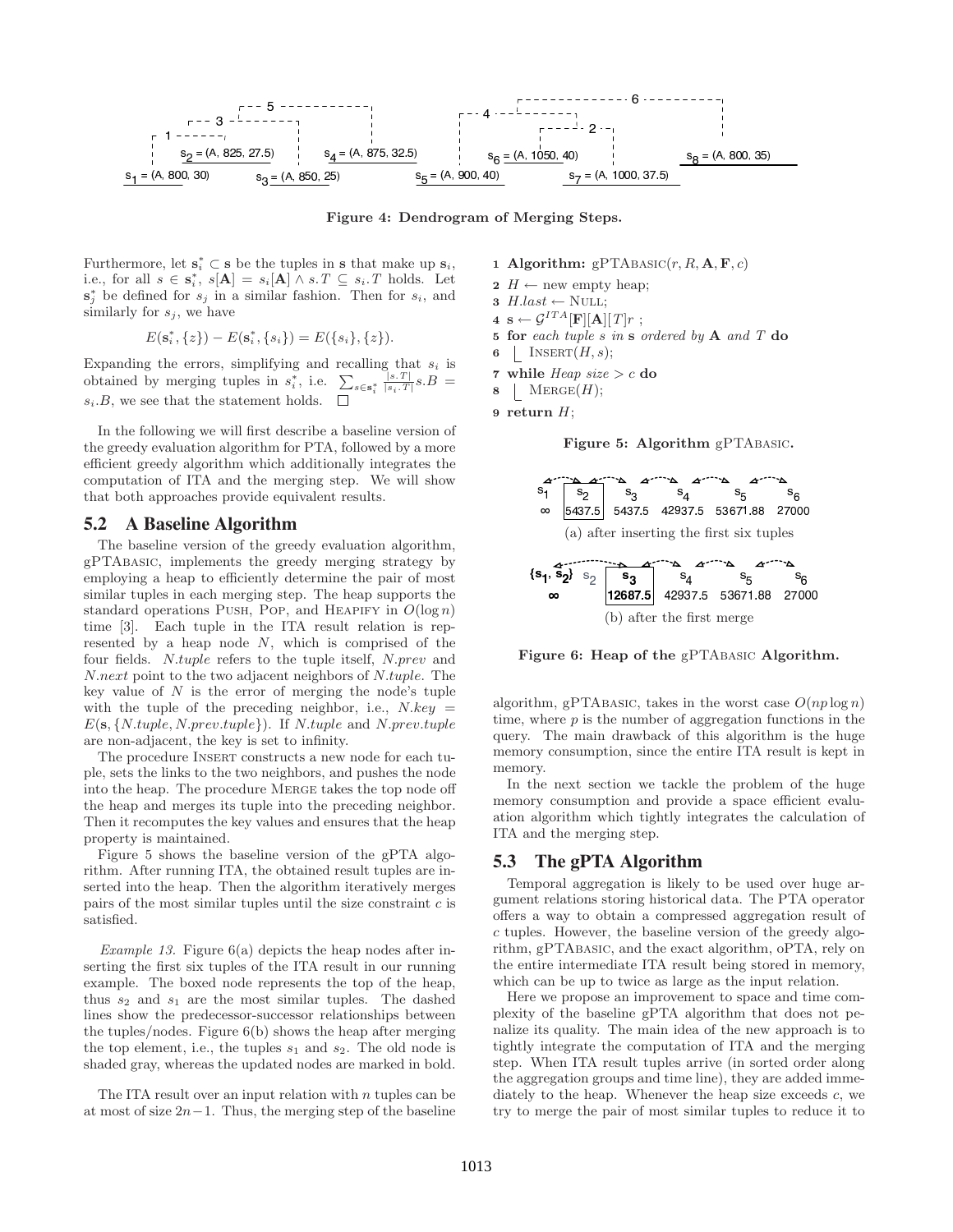s₁ = (A, 800, 30) s₂ = (A, 825, 27.5) s₃ = (A, 850, 25) s₄ = (A, 875, 32.5) s₅ = (A, 900, 40) s₆ = (A, 1050, 40) s₇ = (A, 1000, 37.5) s₈ = (A, 800, 35)

**Figure 4: Dendrogram of Merging Steps.**

Furthermore, let $\mathbf{s}_i^* \subset \mathbf{s}$ be the tuples in $\mathbf{s}$ that make up $\mathbf{s}_i$, i.e., for all $s \in \mathbf{s}_i^*$, $s[\mathbf{A}] = s_i[\mathbf{A}] \wedge s.T \subseteq s_i.T$ holds. Let $\mathbf{s}_j^*$ be defined for $s_j$ in a similar fashion. Then for $s_i$, and similarly for $s_j$, we have

$$E(\mathbf{s}_i^*, \{z\}) - E(\mathbf{s}_i^*, \{s_i\}) = E(\{s_i\}, \{z\}).$$

Expanding the errors, simplifying and recalling that $s_i$ is obtained by merging tuples in $s_i^*$, i.e. $\sum_{s \in \mathbf{s}_i^*} \frac{|s.T|}{|s_i.T|} s.B = s_i.B$, we see that the statement holds. □

In the following we will first describe a baseline version of the greedy evaluation algorithm for PTA, followed by a more efficient greedy algorithm which additionally integrates the computation of ITA and the merging step. We will show that both approaches provide equivalent results.

## 5.2 A Baseline Algorithm

The baseline version of the greedy evaluation algorithm, gPTABASIC, implements the greedy merging strategy by employing a heap to efficiently determine the pair of most similar tuples in each merging step. The heap supports the standard operations PUSH, POP, and HEAPIFY in $O(\log n)$ time [3]. Each tuple in the ITA result relation is represented by a heap node $N$, which is comprised of the four fields. $N.tuple$ refers to the tuple itself, $N.prev$ and $N.next$ point to the two adjacent neighbors of $N.tuple$. The key value of $N$ is the error of merging the node's tuple with the tuple of the preceding neighbor, i.e., $N.key = E(\mathbf{s}, \{N.tuple, N.prev.tuple\})$. If $N.tuple$ and $N.prev.tuple$ are non-adjacent, the key is set to infinity.

The procedure INSERT constructs a new node for each tuple, sets the links to the two neighbors, and pushes the node into the heap. The procedure MERGE takes the top node off the heap and merges its tuple into the preceding neighbor. Then it recomputes the key values and ensures that the heap property is maintained.

Figure 5 shows the baseline version of the gPTA algorithm. After running ITA, the obtained result tuples are inserted into the heap. Then the algorithm iteratively merges pairs of the most similar tuples until the size constraint $c$ is satisfied.

*Example 13.* Figure 6(a) depicts the heap nodes after inserting the first six tuples of the ITA result in our running example. The boxed node represents the top of the heap, thus $s_2$ and $s_1$ are the most similar tuples. The dashed lines show the predecessor-successor relationships between the tuples/nodes. Figure 6(b) shows the heap after merging the top element, i.e., the tuples $s_1$ and $s_2$. The old node is shaded gray, whereas the updated nodes are marked in bold.

The ITA result over an input relation with $n$ tuples can be at most of size $2n-1$. Thus, the merging step of the baseline

```
1 Algorithm: gPTABASIC(r, R, A, F, c)
2 H ← new empty heap;
3 H.last ← NULL;
4 s ← G^ITA[F][A][T]r ;
5 for each tuple s in s ordered by A and T do
6     INSERT(H, s);
7 while Heap size > c do
8     MERGE(H);
9 return H;
```

**Figure 5: Algorithm gPTABASIC.**

| $s_1$ | $s_2$ | $s_3$ | $s_4$ | $s_5$ | $s_6$ |
|---|---|---|---|---|---|
| ∞ | 5437.5 | 5437.5 | 42937.5 | 53671.88 | 27000 |

(a) after inserting the first six tuples

| $\{s_1, s_2\}$ | $s_2$ | $s_3$ | $s_4$ | $s_5$ | $s_6$ |
|---|---|---|---|---|---|
| ∞ | | 12687.5 | 42937.5 | 53671.88 | 27000 |

(b) after the first merge

**Figure 6: Heap of the gPTABASIC Algorithm.**

algorithm, gPTABASIC, takes in the worst case $O(np \log n)$ time, where $p$ is the number of aggregation functions in the query. The main drawback of this algorithm is the huge memory consumption, since the entire ITA result is kept in memory.

In the next section we tackle the problem of the huge memory consumption and provide a space efficient evaluation algorithm which tightly integrates the calculation of ITA and the merging step.

## 5.3 The gPTA Algorithm

Temporal aggregation is likely to be used over huge argument relations storing historical data. The PTA operator offers a way to obtain a compressed aggregation result of $c$ tuples. However, the baseline version of the greedy algorithm, gPTABASIC, and the exact algorithm, oPTA, rely on the entire intermediate ITA result being stored in memory, which can be up to twice as large as the input relation.

Here we propose an improvement to space and time complexity of the baseline gPTA algorithm that does not penalize its quality. The main idea of the new approach is to tightly integrate the computation of ITA and the merging step. When ITA result tuples arrive (in sorted order along the aggregation groups and time line), they are added immediately to the heap. Whenever the heap size exceeds $c$, we try to merge the pair of most similar tuples to reduce it to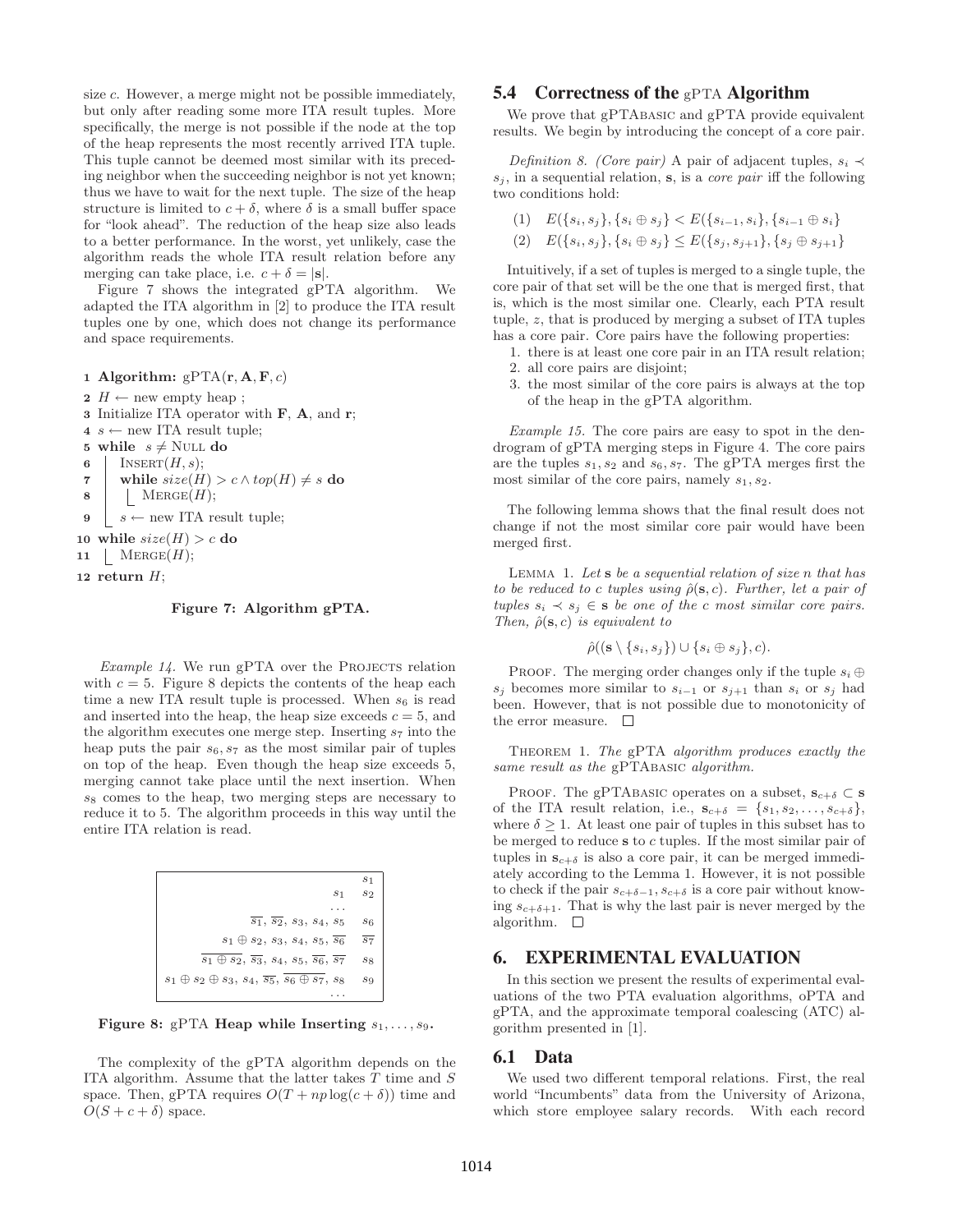size $c$. However, a merge might not be possible immediately, but only after reading some more ITA result tuples. More specifically, the merge is not possible if the node at the top of the heap represents the most recently arrived ITA tuple. This tuple cannot be deemed most similar with its preceding neighbor when the succeeding neighbor is not yet known; thus we have to wait for the next tuple. The size of the heap structure is limited to $c + \delta$, where $\delta$ is a small buffer space for "look ahead". The reduction of the heap size also leads to a better performance. In the worst, yet unlikely, case the algorithm reads the whole ITA result relation before any merging can take place, i.e. $c + \delta = |\mathbf{s}|$.

Figure 7 shows the integrated gPTA algorithm. We adapted the ITA algorithm in [2] to produce the ITA result tuples one by one, which does not change its performance and space requirements.

```
1  Algorithm: gPTA(r, A, F, c)
2  H ← new empty heap ;
3  Initialize ITA operator with F, A, and r;
4  s ← new ITA result tuple;
5  while s ≠ NULL do
6  |   INSERT(H, s);
7  |   while size(H) > c ∧ top(H) ≠ s do
8  |   |   MERGE(H);
9  |   s ← new ITA result tuple;
10 while size(H) > c do
11 |   MERGE(H);
12 return H;
```

**Figure 7: Algorithm gPTA.**

*Example 14.* We run gPTA over the PROJECTS relation with $c = 5$. Figure 8 depicts the contents of the heap each time a new ITA result tuple is processed. When $s_6$ is read and inserted into the heap, the heap size exceeds $c = 5$, and the algorithm executes one merge step. Inserting $s_7$ into the heap puts the pair $s_6, s_7$ as the most similar pair of tuples on top of the heap. Even though the heap size exceeds 5, merging cannot take place until the next insertion. When $s_8$ comes to the heap, two merging steps are necessary to reduce it to 5. The algorithm proceeds in this way until the entire ITA relation is read.

| Heap | Inserted |
|---|---|
| | $s_1$ |
| $s_1$ | $s_2$ |
| ... | |
| $\overline{s_1}, \overline{s_2}, s_3, s_4, s_5$ | $s_6$ |
| $s_1 \oplus s_2, s_3, s_4, s_5, \overline{s_6}$ | $\overline{s_7}$ |
| $\overline{s_1 \oplus s_2}, \overline{s_3}, s_4, s_5, \overline{s_6}, \overline{s_7}$ | $s_8$ |
| $s_1 \oplus s_2 \oplus s_3, s_4, \overline{s_5}, \overline{s_6 \oplus s_7}, s_8$ | $s_9$ |
| | ... |

**Figure 8: gPTA Heap while Inserting $s_1, \ldots, s_9$.**

The complexity of the gPTA algorithm depends on the ITA algorithm. Assume that the latter takes $T$ time and $S$ space. Then, gPTA requires $O(T + np\log(c+\delta))$ time and $O(S + c + \delta)$ space.

## 5.4 Correctness of the gPTA Algorithm

We prove that gPTABASIC and gPTA provide equivalent results. We begin by introducing the concept of a core pair.

*Definition 8. (Core pair)* A pair of adjacent tuples, $s_i \prec s_j$, in a sequential relation, $\mathbf{s}$, is a *core pair* iff the following two conditions hold:

(1) $E(\{s_i, s_j\}, \{s_i \oplus s_j\} < E(\{s_{i-1}, s_i\}, \{s_{i-1} \oplus s_i\}$

(2) $E(\{s_i, s_j\}, \{s_i \oplus s_j\} \leq E(\{s_j, s_{j+1}\}, \{s_j \oplus s_{j+1}\}$

Intuitively, if a set of tuples is merged to a single tuple, the core pair of that set will be the one that is merged first, that is, which is the most similar one. Clearly, each PTA result tuple, $z$, that is produced by merging a subset of ITA tuples has a core pair. Core pairs have the following properties:

1. there is at least one core pair in an ITA result relation;
2. all core pairs are disjoint;
3. the most similar of the core pairs is always at the top of the heap in the gPTA algorithm.

*Example 15.* The core pairs are easy to spot in the dendrogram of gPTA merging steps in Figure 4. The core pairs are the tuples $s_1, s_2$ and $s_6, s_7$. The gPTA merges first the most similar of the core pairs, namely $s_1, s_2$.

The following lemma shows that the final result does not change if not the most similar core pair would have been merged first.

LEMMA 1. *Let $\mathbf{s}$ be a sequential relation of size $n$ that has to be reduced to $c$ tuples using $\hat{\rho}(\mathbf{s}, c)$. Further, let a pair of tuples $s_i \prec s_j \in \mathbf{s}$ be one of the $c$ most similar core pairs. Then, $\hat{\rho}(\mathbf{s}, c)$ is equivalent to*

$$\hat{\rho}((\mathbf{s} \setminus \{s_i, s_j\}) \cup \{s_i \oplus s_j\}, c).$$

PROOF. The merging order changes only if the tuple $s_i \oplus s_j$ becomes more similar to $s_{i-1}$ or $s_{j+1}$ than $s_i$ or $s_j$ had been. However, that is not possible due to monotonicity of the error measure. $\square$

THEOREM 1. *The gPTA algorithm produces exactly the same result as the gPTABASIC algorithm.*

PROOF. The gPTABASIC operates on a subset, $\mathbf{s}_{c+\delta} \subset \mathbf{s}$ of the ITA result relation, i.e., $\mathbf{s}_{c+\delta} = \{s_1, s_2, \ldots, s_{c+\delta}\}$, where $\delta \geq 1$. At least one pair of tuples in this subset has to be merged to reduce $\mathbf{s}$ to $c$ tuples. If the most similar pair of tuples in $\mathbf{s}_{c+\delta}$ is also a core pair, it can be merged immediately according to the Lemma 1. However, it is not possible to check if the pair $s_{c+\delta-1}, s_{c+\delta}$ is a core pair without knowing $s_{c+\delta+1}$. That is why the last pair is never merged by the algorithm. $\square$

# 6. EXPERIMENTAL EVALUATION

In this section we present the results of experimental evaluations of the two PTA evaluation algorithms, oPTA and gPTA, and the approximate temporal coalescing (ATC) algorithm presented in [1].

## 6.1 Data

We used two different temporal relations. First, the real world "Incumbents" data from the University of Arizona, which store employee salary records. With each record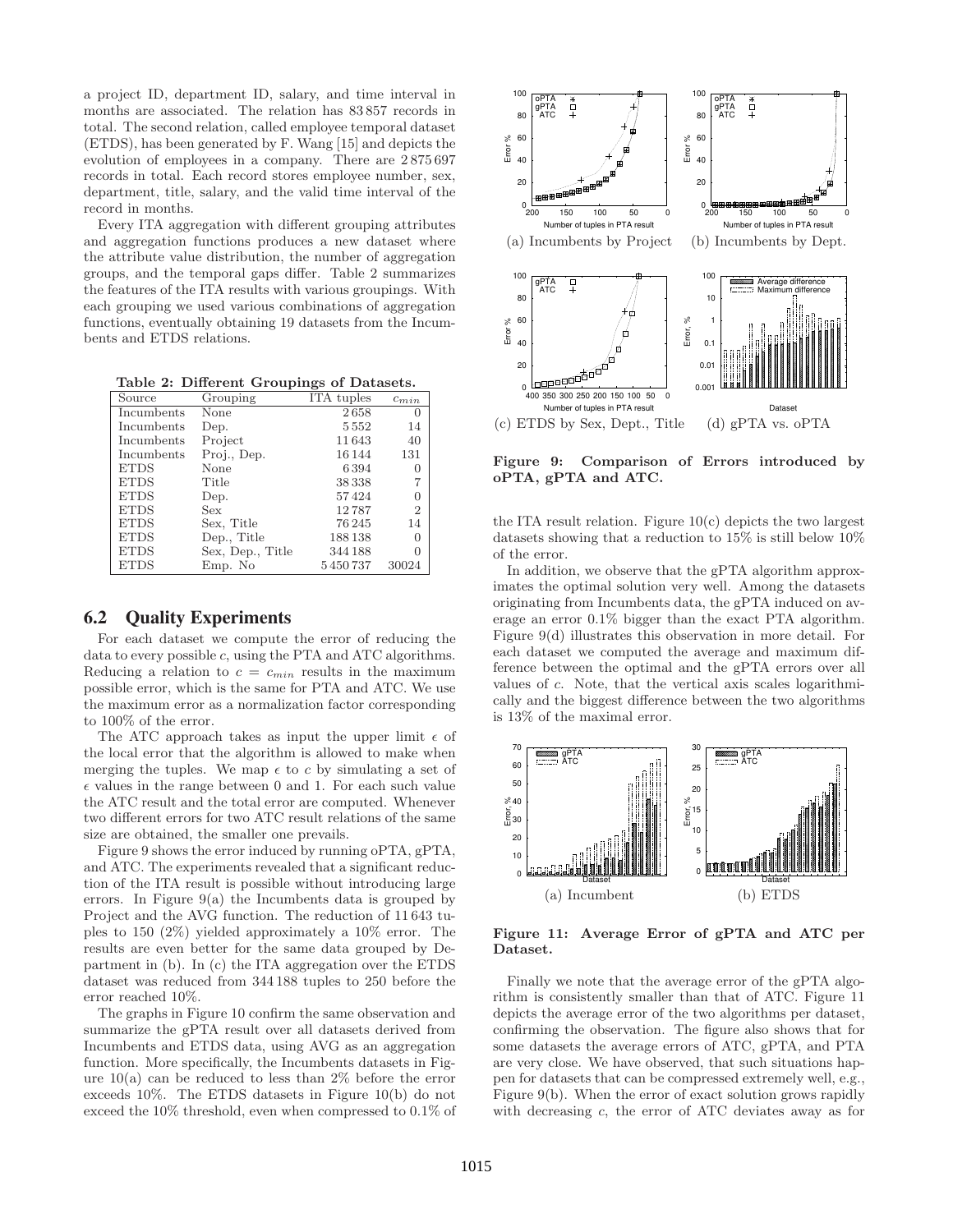a project ID, department ID, salary, and time interval in months are associated. The relation has 83 857 records in total. The second relation, called employee temporal dataset (ETDS), has been generated by F. Wang [15] and depicts the evolution of employees in a company. There are 2 875 697 records in total. Each record stores employee number, sex, department, title, salary, and the valid time interval of the record in months.

Every ITA aggregation with different grouping attributes and aggregation functions produces a new dataset where the attribute value distribution, the number of aggregation groups, and the temporal gaps differ. Table 2 summarizes the features of the ITA results with various groupings. With each grouping we used various combinations of aggregation functions, eventually obtaining 19 datasets from the Incumbents and ETDS relations.

**Table 2: Different Groupings of Datasets.**

| Source | Grouping | ITA tuples | $c_{min}$ |
|---|---|---|---|
| Incumbents | None | 2 658 | 0 |
| Incumbents | Dep. | 5 552 | 14 |
| Incumbents | Project | 11 643 | 40 |
| Incumbents | Proj., Dep. | 16 144 | 131 |
| ETDS | None | 6 394 | 0 |
| ETDS | Title | 38 338 | 7 |
| ETDS | Dep. | 57 424 | 0 |
| ETDS | Sex | 12 787 | 2 |
| ETDS | Sex, Title | 76 245 | 14 |
| ETDS | Dep., Title | 188 138 | 0 |
| ETDS | Sex, Dep., Title | 344 188 | 0 |
| ETDS | Emp. No | 5 450 737 | 30024 |

## 6.2 Quality Experiments

For each dataset we compute the error of reducing the data to every possible $c$, using the PTA and ATC algorithms. Reducing a relation to $c = c_{min}$ results in the maximum possible error, which is the same for PTA and ATC. We use the maximum error as a normalization factor corresponding to 100% of the error.

The ATC approach takes as input the upper limit $\epsilon$ of the local error that the algorithm is allowed to make when merging the tuples. We map $\epsilon$ to $c$ by simulating a set of $\epsilon$ values in the range between 0 and 1. For each such value the ATC result and the total error are computed. Whenever two different errors for two ATC result relations of the same size are obtained, the smaller one prevails.

Figure 9 shows the error induced by running oPTA, gPTA, and ATC. The experiments revealed that a significant reduction of the ITA result is possible without introducing large errors. In Figure 9(a) the Incumbents data is grouped by Project and the AVG function. The reduction of 11 643 tuples to 150 (2%) yielded approximately a 10% error. The results are even better for the same data grouped by Department in (b). In (c) the ITA aggregation over the ETDS dataset was reduced from 344 188 tuples to 250 before the error reached 10%.

The graphs in Figure 10 confirm the same observation and summarize the gPTA result over all datasets derived from Incumbents and ETDS data, using AVG as an aggregation function. More specifically, the Incumbents datasets in Figure 10(a) can be reduced to less than 2% before the error exceeds 10%. The ETDS datasets in Figure 10(b) do not exceed the 10% threshold, even when compressed to 0.1% of the ITA result relation. Figure 10(c) depicts the two largest datasets showing that a reduction to 15% is still below 10% of the error.

(a) Incumbents by Project (b) Incumbents by Dept.

(c) ETDS by Sex, Dept., Title (d) gPTA vs. oPTA

**Figure 9: Comparison of Errors introduced by oPTA, gPTA and ATC.**

In addition, we observe that the gPTA algorithm approximates the optimal solution very well. Among the datasets originating from Incumbents data, the gPTA induced on average an error 0.1% bigger than the exact PTA algorithm. Figure 9(d) illustrates this observation in more detail. For each dataset we computed the average and maximum difference between the optimal and the gPTA errors over all values of $c$. Note, that the vertical axis scales logarithmically and the biggest difference between the two algorithms is 13% of the maximal error.

(a) Incumbent (b) ETDS

**Figure 11: Average Error of gPTA and ATC per Dataset.**

Finally we note that the average error of the gPTA algorithm is consistently smaller than that of ATC. Figure 11 depicts the average error of the two algorithms per dataset, confirming the observation. The figure also shows that for some datasets the average errors of ATC, gPTA, and PTA are very close. We have observed, that such situations happen for datasets that can be compressed extremely well, e.g., Figure 9(b). When the error of exact solution grows rapidly with decreasing $c$, the error of ATC deviates away as for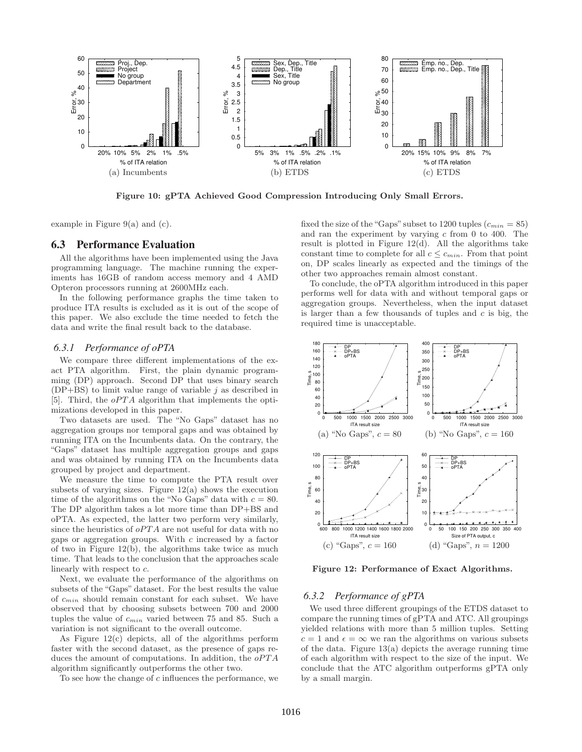Figure 10: gPTA Achieved Good Compression Introducing Only Small Errors.

example in Figure 9(a) and (c).

## 6.3 Performance Evaluation

All the algorithms have been implemented using the Java programming language. The machine running the experiments has 16GB of random access memory and 4 AMD Opteron processors running at 2600MHz each.

In the following performance graphs the time taken to produce ITA results is excluded as it is out of the scope of this paper. We also exclude the time needed to fetch the data and write the final result back to the database.

### *6.3.1 Performance of oPTA*

We compare three different implementations of the exact PTA algorithm. First, the plain dynamic programming (DP) approach. Second DP that uses binary search (DP+BS) to limit value range of variable $j$ as described in [5]. Third, the $oPTA$ algorithm that implements the optimizations developed in this paper.

Two datasets are used. The "No Gaps" dataset has no aggregation groups nor temporal gaps and was obtained by running ITA on the Incumbents data. On the contrary, the "Gaps" dataset has multiple aggregation groups and gaps and was obtained by running ITA on the Incumbents data grouped by project and department.

We measure the time to compute the PTA result over subsets of varying sizes. Figure 12(a) shows the execution time of the algorithms on the "No Gaps" data with $c = 80$. The DP algorithm takes a lot more time than DP+BS and oPTA. As expected, the latter two perform very similarly, since the heuristics of $oPTA$ are not useful for data with no gaps or aggregation groups. With $c$ increased by a factor of two in Figure 12(b), the algorithms take twice as much time. That leads to the conclusion that the approaches scale linearly with respect to $c$.

Next, we evaluate the performance of the algorithms on subsets of the "Gaps" dataset. For the best results the value of $c_{min}$ should remain constant for each subset. We have observed that by choosing subsets between 700 and 2000 tuples the value of $c_{min}$ varied between 75 and 85. Such a variation is not significant to the overall outcome.

As Figure 12(c) depicts, all of the algorithms perform faster with the second dataset, as the presence of gaps reduces the amount of computations. In addition, the $oPTA$ algorithm significantly outperforms the other two.

To see how the change of $c$ influences the performance, we fixed the size of the "Gaps" subset to 1200 tuples ($c_{min} = 85$) and ran the experiment by varying $c$ from 0 to 400. The result is plotted in Figure 12(d). All the algorithms take constant time to complete for all $c \leq c_{min}$. From that point on, DP scales linearly as expected and the timings of the other two approaches remain almost constant.

To conclude, the oPTA algorithm introduced in this paper performs well for data with and without temporal gaps or aggregation groups. Nevertheless, when the input dataset is larger than a few thousands of tuples and $c$ is big, the required time is unacceptable.

Figure 12: Performance of Exact Algorithms.

### *6.3.2 Performance of gPTA*

We used three different groupings of the ETDS dataset to compare the running times of gPTA and ATC. All groupings yielded relations with more than 5 million tuples. Setting $c = 1$ and $\epsilon = \infty$ we ran the algorithms on various subsets of the data. Figure 13(a) depicts the average running time of each algorithm with respect to the size of the input. We conclude that the ATC algorithm outperforms gPTA only by a small margin.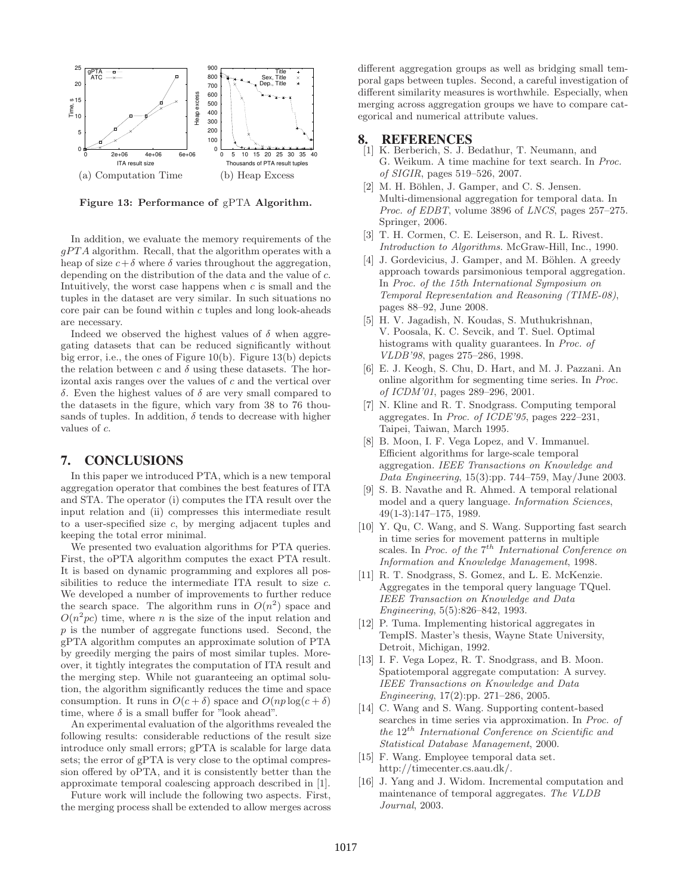25
gPTA
ATC
20
15
Time, s
10
5
0
0 2e+06 4e+06 6e+06
ITA result size

(a) Computation Time

900
800
700
600
500
400
300
200
100
0
Heap excess
Title
Sex, Title
Dep., Title
0 5 10 15 20 25 30 35 40
Thousands of PTA result tuples

(b) Heap Excess

**Figure 13: Performance of gPTA Algorithm.**

In addition, we evaluate the memory requirements of the *gPTA* algorithm. Recall, that the algorithm operates with a heap of size $c+\delta$ where $\delta$ varies throughout the aggregation, depending on the distribution of the data and the value of $c$. Intuitively, the worst case happens when $c$ is small and the tuples in the dataset are very similar. In such situations no core pair can be found within $c$ tuples and long look-aheads are necessary.

Indeed we observed the highest values of $\delta$ when aggregating datasets that can be reduced significantly without big error, i.e., the ones of Figure 10(b). Figure 13(b) depicts the relation between $c$ and $\delta$ using these datasets. The horizontal axis ranges over the values of $c$ and the vertical over $\delta$. Even the highest values of $\delta$ are very small compared to the datasets in the figure, which vary from 38 to 76 thousands of tuples. In addition, $\delta$ tends to decrease with higher values of $c$.

## 7. CONCLUSIONS

In this paper we introduced PTA, which is a new temporal aggregation operator that combines the best features of ITA and STA. The operator (i) computes the ITA result over the input relation and (ii) compresses this intermediate result to a user-specified size $c$, by merging adjacent tuples and keeping the total error minimal.

We presented two evaluation algorithms for PTA queries. First, the oPTA algorithm computes the exact PTA result. It is based on dynamic programming and explores all possibilities to reduce the intermediate ITA result to size $c$. We developed a number of improvements to further reduce the search space. The algorithm runs in $O(n^2)$ space and $O(n^2pc)$ time, where $n$ is the size of the input relation and $p$ is the number of aggregate functions used. Second, the gPTA algorithm computes an approximate solution of PTA by greedily merging the pairs of most similar tuples. Moreover, it tightly integrates the computation of ITA result and the merging step. While not guaranteeing an optimal solution, the algorithm significantly reduces the time and space consumption. It runs in $O(c+\delta)$ space and $O(np\log(c+\delta)$ time, where $\delta$ is a small buffer for "look ahead".

An experimental evaluation of the algorithms revealed the following results: considerable reductions of the result size introduce only small errors; gPTA is scalable for large data sets; the error of gPTA is very close to the optimal compression offered by oPTA, and it is consistently better than the approximate temporal coalescing approach described in [1].

Future work will include the following two aspects. First, the merging process shall be extended to allow merges across different aggregation groups as well as bridging small temporal gaps between tuples. Second, a careful investigation of different similarity measures is worthwhile. Especially, when merging across aggregation groups we have to compare categorical and numerical attribute values.

## 8. REFERENCES

[1] K. Berberich, S. J. Bedathur, T. Neumann, and G. Weikum. A time machine for text search. In *Proc. of SIGIR*, pages 519–526, 2007.

[2] M. H. Böhlen, J. Gamper, and C. S. Jensen. Multi-dimensional aggregation for temporal data. In *Proc. of EDBT*, volume 3896 of *LNCS*, pages 257–275. Springer, 2006.

[3] T. H. Cormen, C. E. Leiserson, and R. L. Rivest. *Introduction to Algorithms*. McGraw-Hill, Inc., 1990.

[4] J. Gordevicius, J. Gamper, and M. Böhlen. A greedy approach towards parsimonious temporal aggregation. In *Proc. of the 15th International Symposium on Temporal Representation and Reasoning (TIME-08)*, pages 88–92, June 2008.

[5] H. V. Jagadish, N. Koudas, S. Muthukrishnan, V. Poosala, K. C. Sevcik, and T. Suel. Optimal histograms with quality guarantees. In *Proc. of VLDB'98*, pages 275–286, 1998.

[6] E. J. Keogh, S. Chu, D. Hart, and M. J. Pazzani. An online algorithm for segmenting time series. In *Proc. of ICDM'01*, pages 289–296, 2001.

[7] N. Kline and R. T. Snodgrass. Computing temporal aggregates. In *Proc. of ICDE'95*, pages 222–231, Taipei, Taiwan, March 1995.

[8] B. Moon, I. F. Vega Lopez, and V. Immanuel. Efficient algorithms for large-scale temporal aggregation. *IEEE Transactions on Knowledge and Data Engineering*, 15(3):pp. 744–759, May/June 2003.

[9] S. B. Navathe and R. Ahmed. A temporal relational model and a query language. *Information Sciences*, 49(1-3):147–175, 1989.

[10] Y. Qu, C. Wang, and S. Wang. Supporting fast search in time series for movement patterns in multiple scales. In *Proc. of the $7^{th}$ International Conference on Information and Knowledge Management*, 1998.

[11] R. T. Snodgrass, S. Gomez, and L. E. McKenzie. Aggregates in the temporal query language TQuel. *IEEE Transaction on Knowledge and Data Engineering*, 5(5):826–842, 1993.

[12] P. Tuma. Implementing historical aggregates in TempIS. Master's thesis, Wayne State University, Detroit, Michigan, 1992.

[13] I. F. Vega Lopez, R. T. Snodgrass, and B. Moon. Spatiotemporal aggregate computation: A survey. *IEEE Transactions on Knowledge and Data Engineering*, 17(2):pp. 271–286, 2005.

[14] C. Wang and S. Wang. Supporting content-based searches in time series via approximation. In *Proc. of the $12^{th}$ International Conference on Scientific and Statistical Database Management*, 2000.

[15] F. Wang. Employee temporal data set. http://timecenter.cs.aau.dk/.

[16] J. Yang and J. Widom. Incremental computation and maintenance of temporal aggregates. *The VLDB Journal*, 2003.